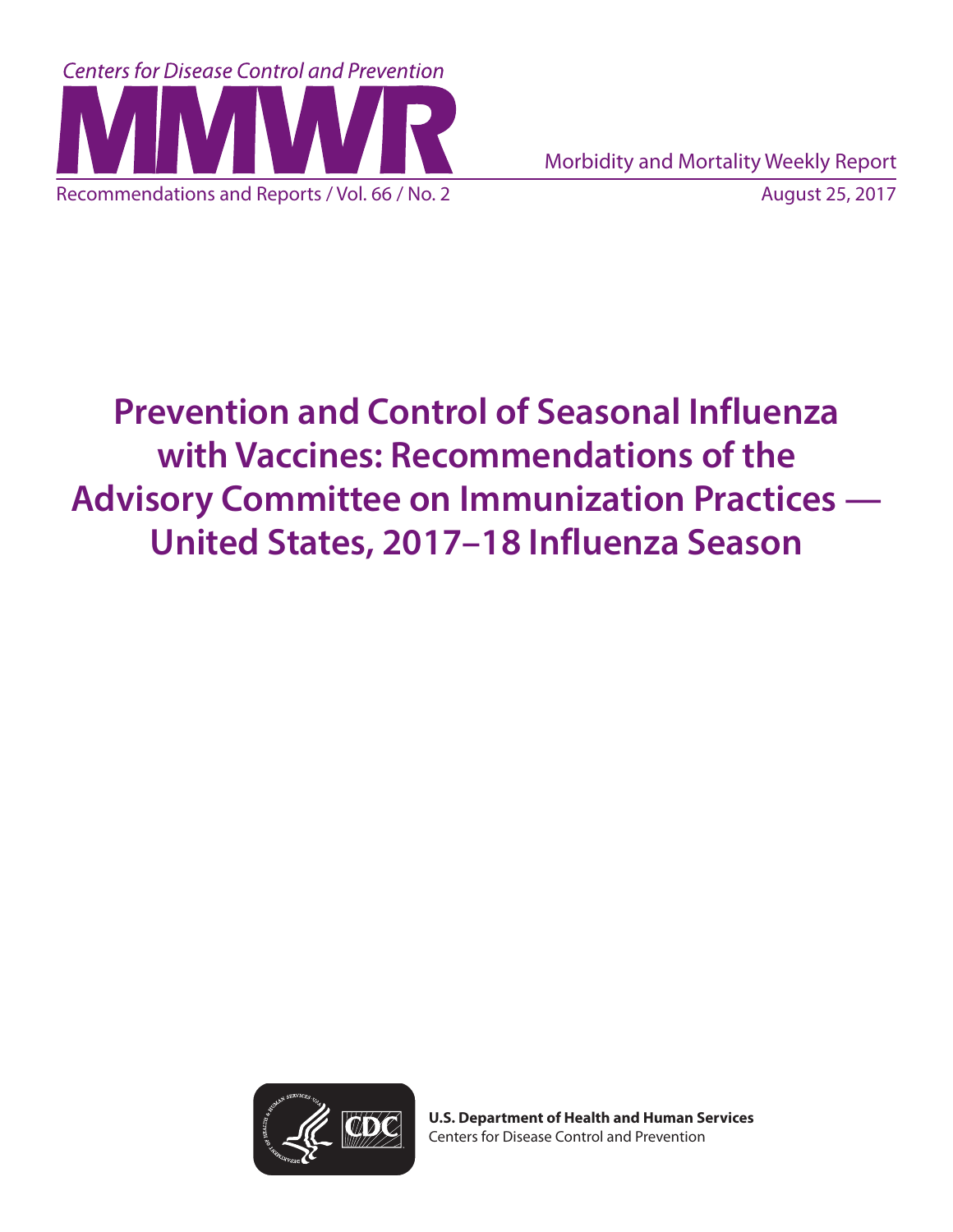Centers for Disease Control and Prevention

# MMWR

Morbidity and Mortality Weekly Report

Recommendations and Reports / Vol. 66 / No. 2

August 25, 2017

# Prevention and Control of Seasonal Influenza with Vaccines: Recommendations of the Advisory Committee on Immunization Practices — United States, 2017–18 Influenza Season

**U.S. Department of Health and Human Services**
Centers for Disease Control and Prevention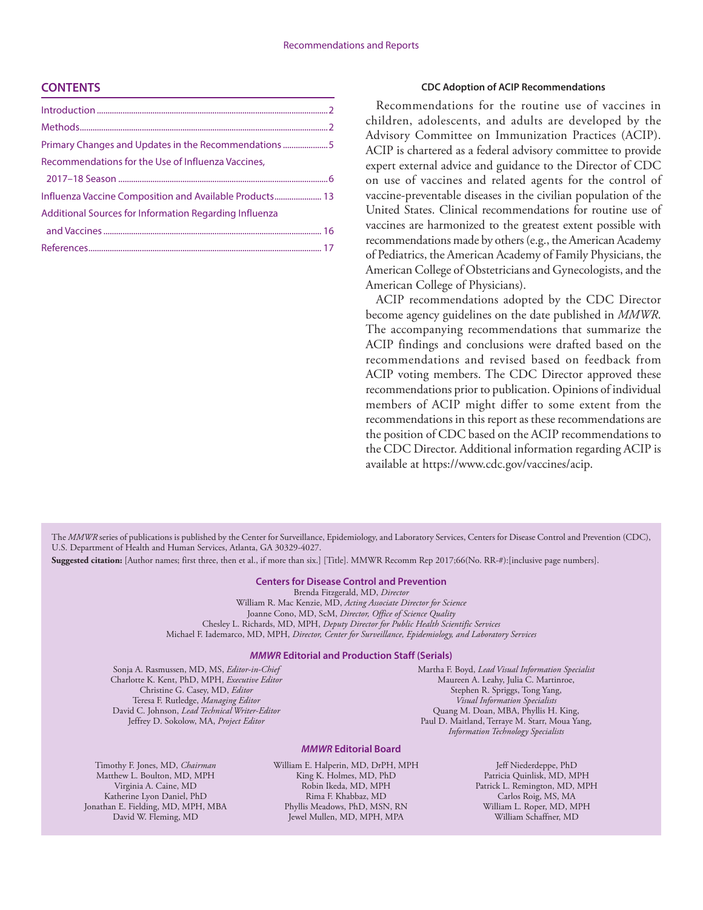## CONTENTS

Introduction ... 2
Methods ... 2
Primary Changes and Updates in the Recommendations ... 5
Recommendations for the Use of Influenza Vaccines, 2017–18 Season ... 6
Influenza Vaccine Composition and Available Products ... 13
Additional Sources for Information Regarding Influenza and Vaccines ... 16
References ... 17

### CDC Adoption of ACIP Recommendations

Recommendations for the routine use of vaccines in children, adolescents, and adults are developed by the Advisory Committee on Immunization Practices (ACIP). ACIP is chartered as a federal advisory committee to provide expert external advice and guidance to the Director of CDC on use of vaccines and related agents for the control of vaccine-preventable diseases in the civilian population of the United States. Clinical recommendations for routine use of vaccines are harmonized to the greatest extent possible with recommendations made by others (e.g., the American Academy of Pediatrics, the American Academy of Family Physicians, the American College of Obstetricians and Gynecologists, and the American College of Physicians).

ACIP recommendations adopted by the CDC Director become agency guidelines on the date published in *MMWR*. The accompanying recommendations that summarize the ACIP findings and conclusions were drafted based on the recommendations and revised based on feedback from ACIP voting members. The CDC Director approved these recommendations prior to publication. Opinions of individual members of ACIP might differ to some extent from the recommendations in this report as these recommendations are the position of CDC based on the ACIP recommendations to the CDC Director. Additional information regarding ACIP is available at https://www.cdc.gov/vaccines/acip.

The *MMWR* series of publications is published by the Center for Surveillance, Epidemiology, and Laboratory Services, Centers for Disease Control and Prevention (CDC), U.S. Department of Health and Human Services, Atlanta, GA 30329-4027.

**Suggested citation:** [Author names; first three, then et al., if more than six.] [Title]. MMWR Recomm Rep 2017;66(No. RR-#):[inclusive page numbers].

**Centers for Disease Control and Prevention**

Brenda Fitzgerald, MD, *Director*
William R. Mac Kenzie, MD, *Acting Associate Director for Science*
Joanne Cono, MD, ScM, *Director, Office of Science Quality*
Chesley L. Richards, MD, MPH, *Deputy Director for Public Health Scientific Services*
Michael F. Iademarco, MD, MPH, *Director, Center for Surveillance, Epidemiology, and Laboratory Services*

***MMWR* Editorial and Production Staff (Serials)**

Sonja A. Rasmussen, MD, MS, *Editor-in-Chief*
Charlotte K. Kent, PhD, MPH, *Executive Editor*
Christine G. Casey, MD, *Editor*
Teresa F. Rutledge, *Managing Editor*
David C. Johnson, *Lead Technical Writer-Editor*
Jeffrey D. Sokolow, MA, *Project Editor*

Martha F. Boyd, *Lead Visual Information Specialist*
Maureen A. Leahy, Julia C. Martinroe, Stephen R. Spriggs, Tong Yang, *Visual Information Specialists*
Quang M. Doan, MBA, Phyllis H. King, Paul D. Maitland, Terraye M. Starr, Moua Yang, *Information Technology Specialists*

***MMWR* Editorial Board**

Timothy F. Jones, MD, *Chairman*
Matthew L. Boulton, MD, MPH
Virginia A. Caine, MD
Katherine Lyon Daniel, PhD
Jonathan E. Fielding, MD, MPH, MBA
David W. Fleming, MD
William E. Halperin, MD, DrPH, MPH
King K. Holmes, MD, PhD
Robin Ikeda, MD, MPH
Rima F. Khabbaz, MD
Phyllis Meadows, PhD, MSN, RN
Jewel Mullen, MD, MPH, MPA
Jeff Niederdeppe, PhD
Patricia Quinlisk, MD, MPH
Patrick L. Remington, MD, MPH
Carlos Roig, MS, MA
William L. Roper, MD, MPH
William Schaffner, MD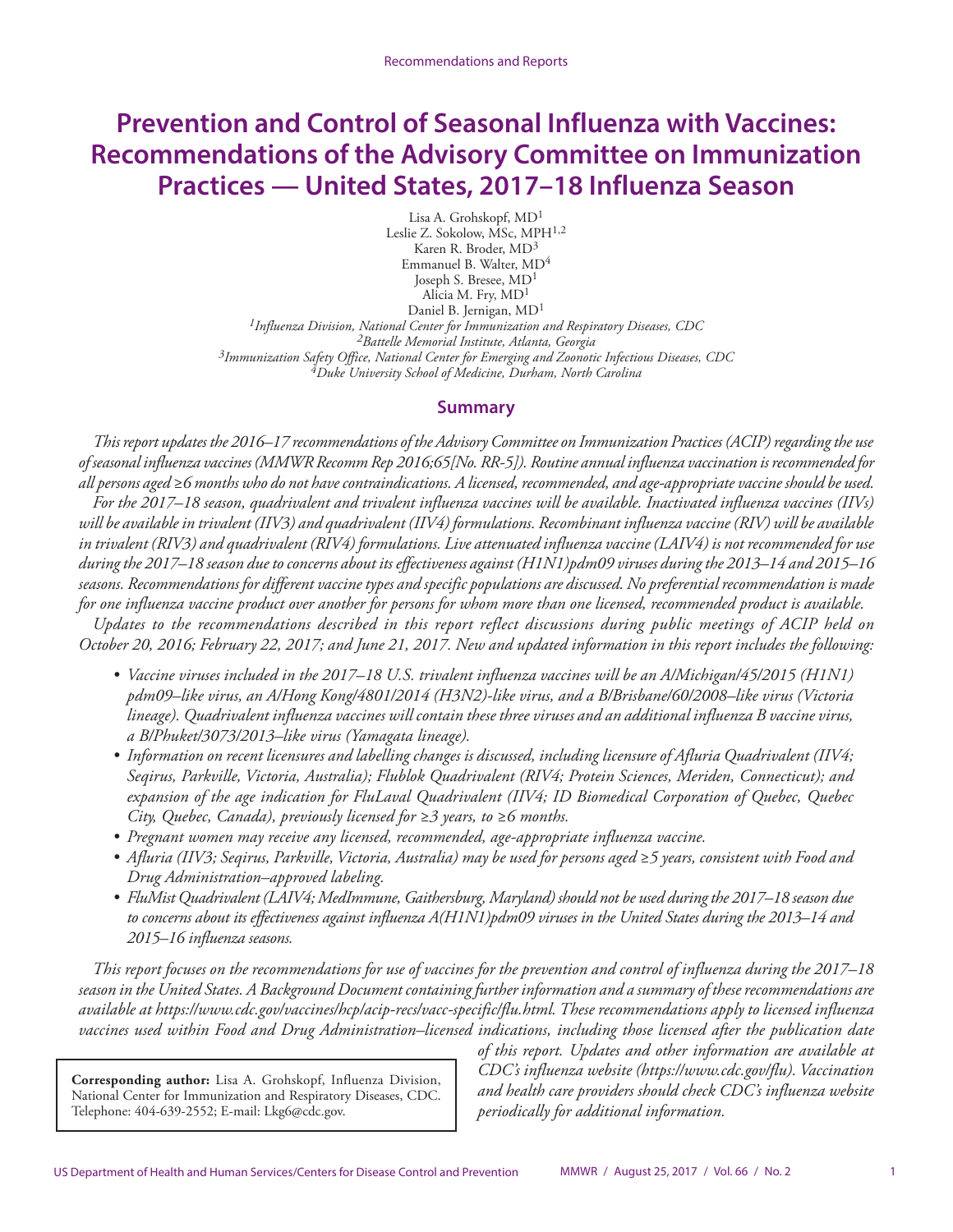# Prevention and Control of Seasonal Influenza with Vaccines: Recommendations of the Advisory Committee on Immunization Practices — United States, 2017–18 Influenza Season

Lisa A. Grohskopf, MD[1]
Leslie Z. Sokolow, MSc, MPH[1,2]
Karen R. Broder, MD[3]
Emmanuel B. Walter, MD[4]
Joseph S. Bresee, MD[1]
Alicia M. Fry, MD[1]
Daniel B. Jernigan, MD[1]

*[1]Influenza Division, National Center for Immunization and Respiratory Diseases, CDC*
*[2]Battelle Memorial Institute, Atlanta, Georgia*
*[3]Immunization Safety Office, National Center for Emerging and Zoonotic Infectious Diseases, CDC*
*[4]Duke University School of Medicine, Durham, North Carolina*

## Summary

*This report updates the 2016–17 recommendations of the Advisory Committee on Immunization Practices (ACIP) regarding the use of seasonal influenza vaccines (MMWR Recomm Rep 2016;65[No. RR-5]). Routine annual influenza vaccination is recommended for all persons aged ≥6 months who do not have contraindications. A licensed, recommended, and age-appropriate vaccine should be used.*

*For the 2017–18 season, quadrivalent and trivalent influenza vaccines will be available. Inactivated influenza vaccines (IIVs) will be available in trivalent (IIV3) and quadrivalent (IIV4) formulations. Recombinant influenza vaccine (RIV) will be available in trivalent (RIV3) and quadrivalent (RIV4) formulations. Live attenuated influenza vaccine (LAIV4) is not recommended for use during the 2017–18 season due to concerns about its effectiveness against (H1N1)pdm09 viruses during the 2013–14 and 2015–16 seasons. Recommendations for different vaccine types and specific populations are discussed. No preferential recommendation is made for one influenza vaccine product over another for persons for whom more than one licensed, recommended product is available.*

*Updates to the recommendations described in this report reflect discussions during public meetings of ACIP held on October 20, 2016; February 22, 2017; and June 21, 2017. New and updated information in this report includes the following:*

- *Vaccine viruses included in the 2017–18 U.S. trivalent influenza vaccines will be an A/Michigan/45/2015 (H1N1) pdm09–like virus, an A/Hong Kong/4801/2014 (H3N2)-like virus, and a B/Brisbane/60/2008–like virus (Victoria lineage). Quadrivalent influenza vaccines will contain these three viruses and an additional influenza B vaccine virus, a B/Phuket/3073/2013–like virus (Yamagata lineage).*
- *Information on recent licensures and labelling changes is discussed, including licensure of Afluria Quadrivalent (IIV4; Seqirus, Parkville, Victoria, Australia); Flublok Quadrivalent (RIV4; Protein Sciences, Meriden, Connecticut); and expansion of the age indication for FluLaval Quadrivalent (IIV4; ID Biomedical Corporation of Quebec, Quebec City, Quebec, Canada), previously licensed for ≥3 years, to ≥6 months.*
- *Pregnant women may receive any licensed, recommended, age-appropriate influenza vaccine.*
- *Afluria (IIV3; Seqirus, Parkville, Victoria, Australia) may be used for persons aged ≥5 years, consistent with Food and Drug Administration–approved labeling.*
- *FluMist Quadrivalent (LAIV4; MedImmune, Gaithersburg, Maryland) should not be used during the 2017–18 season due to concerns about its effectiveness against influenza A(H1N1)pdm09 viruses in the United States during the 2013–14 and 2015–16 influenza seasons.*

*This report focuses on the recommendations for use of vaccines for the prevention and control of influenza during the 2017–18 season in the United States. A Background Document containing further information and a summary of these recommendations are available at https://www.cdc.gov/vaccines/hcp/acip-recs/vacc-specific/flu.html. These recommendations apply to licensed influenza vaccines used within Food and Drug Administration–licensed indications, including those licensed after the publication date of this report. Updates and other information are available at CDC's influenza website (https://www.cdc.gov/flu). Vaccination and health care providers should check CDC's influenza website periodically for additional information.*

**Corresponding author:** Lisa A. Grohskopf, Influenza Division, National Center for Immunization and Respiratory Diseases, CDC. Telephone: 404-639-2552; E-mail: Lkg6@cdc.gov.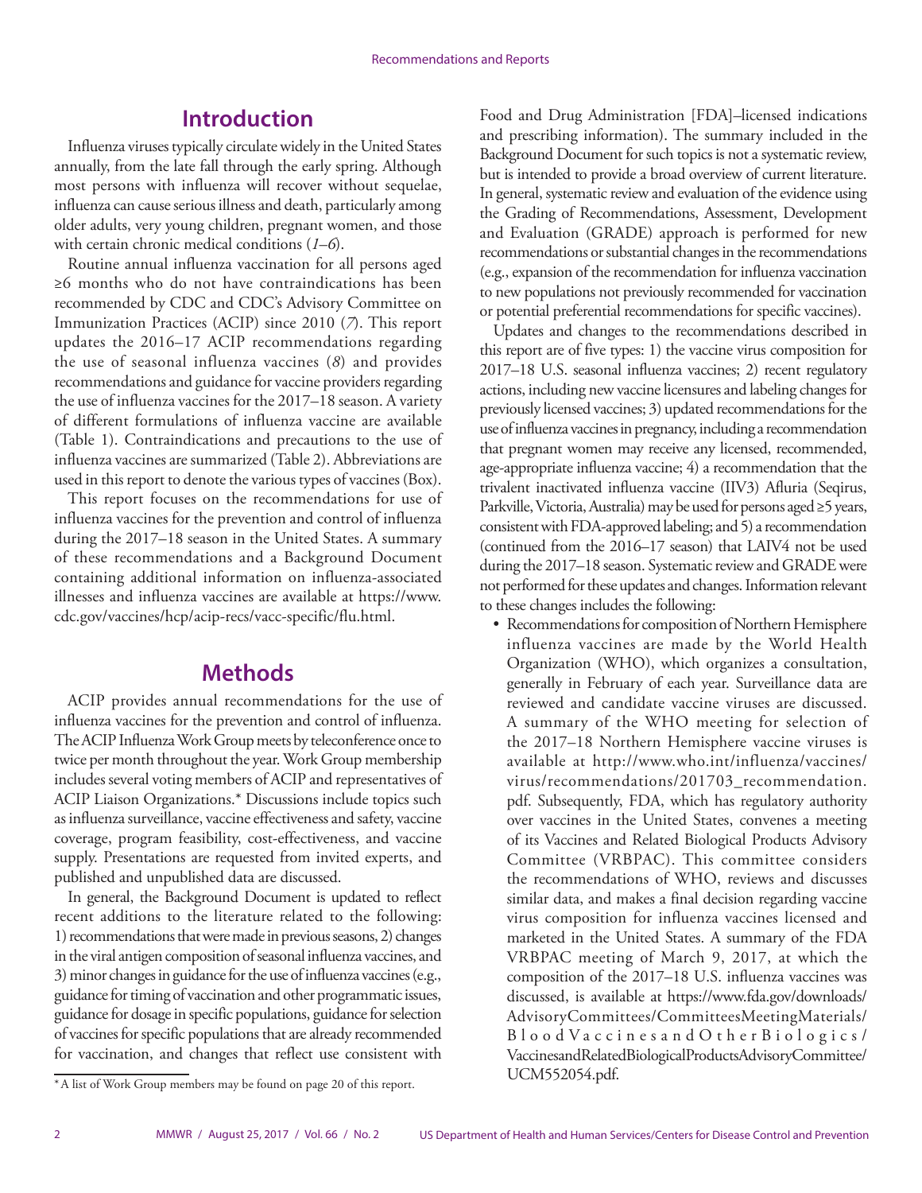## Introduction

Influenza viruses typically circulate widely in the United States annually, from the late fall through the early spring. Although most persons with influenza will recover without sequelae, influenza can cause serious illness and death, particularly among older adults, very young children, pregnant women, and those with certain chronic medical conditions (*1*–*6*).

Routine annual influenza vaccination for all persons aged ≥6 months who do not have contraindications has been recommended by CDC and CDC's Advisory Committee on Immunization Practices (ACIP) since 2010 (*7*). This report updates the 2016–17 ACIP recommendations regarding the use of seasonal influenza vaccines (*8*) and provides recommendations and guidance for vaccine providers regarding the use of influenza vaccines for the 2017–18 season. A variety of different formulations of influenza vaccine are available (Table 1). Contraindications and precautions to the use of influenza vaccines are summarized (Table 2). Abbreviations are used in this report to denote the various types of vaccines (Box).

This report focuses on the recommendations for use of influenza vaccines for the prevention and control of influenza during the 2017–18 season in the United States. A summary of these recommendations and a Background Document containing additional information on influenza-associated illnesses and influenza vaccines are available at https://www.cdc.gov/vaccines/hcp/acip-recs/vacc-specific/flu.html.

## Methods

ACIP provides annual recommendations for the use of influenza vaccines for the prevention and control of influenza. The ACIP Influenza Work Group meets by teleconference once to twice per month throughout the year. Work Group membership includes several voting members of ACIP and representatives of ACIP Liaison Organizations.* Discussions include topics such as influenza surveillance, vaccine effectiveness and safety, vaccine coverage, program feasibility, cost-effectiveness, and vaccine supply. Presentations are requested from invited experts, and published and unpublished data are discussed.

In general, the Background Document is updated to reflect recent additions to the literature related to the following: 1) recommendations that were made in previous seasons, 2) changes in the viral antigen composition of seasonal influenza vaccines, and 3) minor changes in guidance for the use of influenza vaccines (e.g., guidance for timing of vaccination and other programmatic issues, guidance for dosage in specific populations, guidance for selection of vaccines for specific populations that are already recommended for vaccination, and changes that reflect use consistent with Food and Drug Administration [FDA]–licensed indications and prescribing information). The summary included in the Background Document for such topics is not a systematic review, but is intended to provide a broad overview of current literature. In general, systematic review and evaluation of the evidence using the Grading of Recommendations, Assessment, Development and Evaluation (GRADE) approach is performed for new recommendations or substantial changes in the recommendations (e.g., expansion of the recommendation for influenza vaccination to new populations not previously recommended for vaccination or potential preferential recommendations for specific vaccines).

Updates and changes to the recommendations described in this report are of five types: 1) the vaccine virus composition for 2017–18 U.S. seasonal influenza vaccines; 2) recent regulatory actions, including new vaccine licensures and labeling changes for previously licensed vaccines; 3) updated recommendations for the use of influenza vaccines in pregnancy, including a recommendation that pregnant women may receive any licensed, recommended, age-appropriate influenza vaccine; 4) a recommendation that the trivalent inactivated influenza vaccine (IIV3) Afluria (Seqirus, Parkville, Victoria, Australia) may be used for persons aged ≥5 years, consistent with FDA-approved labeling; and 5) a recommendation (continued from the 2016–17 season) that LAIV4 not be used during the 2017–18 season. Systematic review and GRADE were not performed for these updates and changes. Information relevant to these changes includes the following:

- Recommendations for composition of Northern Hemisphere influenza vaccines are made by the World Health Organization (WHO), which organizes a consultation, generally in February of each year. Surveillance data are reviewed and candidate vaccine viruses are discussed. A summary of the WHO meeting for selection of the 2017–18 Northern Hemisphere vaccine viruses is available at http://www.who.int/influenza/vaccines/virus/recommendations/201703_recommendation.pdf. Subsequently, FDA, which has regulatory authority over vaccines in the United States, convenes a meeting of its Vaccines and Related Biological Products Advisory Committee (VRBPAC). This committee considers the recommendations of WHO, reviews and discusses similar data, and makes a final decision regarding vaccine virus composition for influenza vaccines licensed and marketed in the United States. A summary of the FDA VRBPAC meeting of March 9, 2017, at which the composition of the 2017–18 U.S. influenza vaccines was discussed, is available at https://www.fda.gov/downloads/AdvisoryCommittees/CommitteesMeetingMaterials/BloodVaccinesandOtherBiologics/VaccinesandRelatedBiologicalProductsAdvisoryCommittee/UCM552054.pdf.

\* A list of Work Group members may be found on page 20 of this report.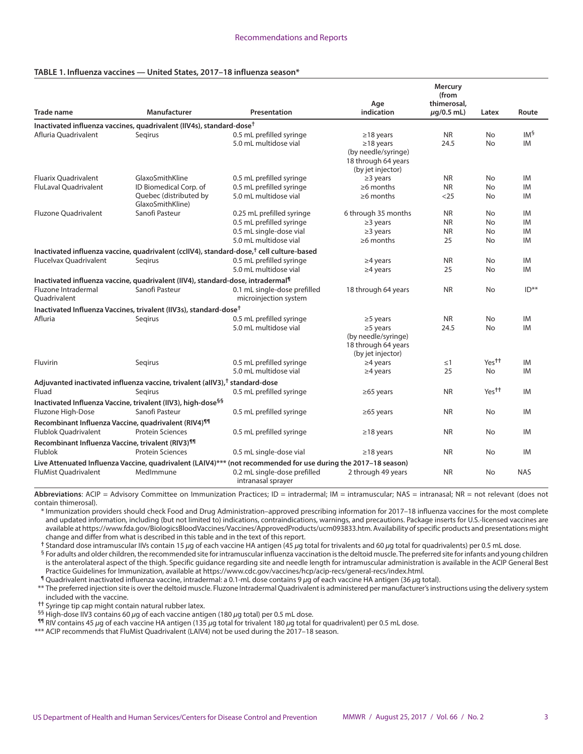**TABLE 1. Influenza vaccines — United States, 2017–18 influenza season***

| Trade name | Manufacturer | Presentation | Age indication | Mercury (from thimerosal, $\mu$g/0.5 mL) | Latex | Route |
|---|---|---|---|---|---|---|
| **Inactivated influenza vaccines, quadrivalent (IIV4s), standard-dose†** | | | | | | |
| Afluria Quadrivalent | Seqirus | 0.5 mL prefilled syringe | ≥18 years | NR | No | IM§ |
| | | 5.0 mL multidose vial | ≥18 years (by needle/syringe) 18 through 64 years (by jet injector) | 24.5 | No | IM |
| Fluarix Quadrivalent | GlaxoSmithKline | 0.5 mL prefilled syringe | ≥3 years | NR | No | IM |
| FluLaval Quadrivalent | ID Biomedical Corp. of Quebec (distributed by GlaxoSmithKline) | 0.5 mL prefilled syringe | ≥6 months | NR | No | IM |
| | | 5.0 mL multidose vial | ≥6 months | <25 | No | IM |
| Fluzone Quadrivalent | Sanofi Pasteur | 0.25 mL prefilled syringe | 6 through 35 months | NR | No | IM |
| | | 0.5 mL prefilled syringe | ≥3 years | NR | No | IM |
| | | 0.5 mL single-dose vial | ≥3 years | NR | No | IM |
| | | 5.0 mL multidose vial | ≥6 months | 25 | No | IM |
| **Inactivated influenza vaccine, quadrivalent (ccIIV4), standard-dose,† cell culture-based** | | | | | | |
| Flucelvax Quadrivalent | Seqirus | 0.5 mL prefilled syringe | ≥4 years | NR | No | IM |
| | | 5.0 mL multidose vial | ≥4 years | 25 | No | IM |
| **Inactivated influenza vaccine, quadrivalent (IIV4), standard-dose, intradermal¶** | | | | | | |
| Fluzone Intradermal Quadrivalent | Sanofi Pasteur | 0.1 mL single-dose prefilled microinjection system | 18 through 64 years | NR | No | ID** |
| **Inactivated Influenza Vaccines, trivalent (IIV3s), standard-dose†** | | | | | | |
| Afluria | Seqirus | 0.5 mL prefilled syringe | ≥5 years | NR | No | IM |
| | | 5.0 mL multidose vial | ≥5 years (by needle/syringe) 18 through 64 years (by jet injector) | 24.5 | No | IM |
| Fluvirin | Seqirus | 0.5 mL prefilled syringe | ≥4 years | ≤1 | Yes†† | IM |
| | | 5.0 mL multidose vial | ≥4 years | 25 | No | IM |
| **Adjuvanted inactivated influenza vaccine, trivalent (aIIV3),† standard-dose** | | | | | | |
| Fluad | Seqirus | 0.5 mL prefilled syringe | ≥65 years | NR | Yes†† | IM |
| **Inactivated Influenza Vaccine, trivalent (IIV3), high-dose§§** | | | | | | |
| Fluzone High-Dose | Sanofi Pasteur | 0.5 mL prefilled syringe | ≥65 years | NR | No | IM |
| **Recombinant Influenza Vaccine, quadrivalent (RIV4)¶¶** | | | | | | |
| Flublok Quadrivalent | Protein Sciences | 0.5 mL prefilled syringe | ≥18 years | NR | No | IM |
| **Recombinant Influenza Vaccine, trivalent (RIV3)¶¶** | | | | | | |
| Flublok | Protein Sciences | 0.5 mL single-dose vial | ≥18 years | NR | No | IM |
| **Live Attenuated Influenza Vaccine, quadrivalent (LAIV4)*** (not recommended for use during the 2017–18 season)** | | | | | | |
| FluMist Quadrivalent | MedImmune | 0.2 mL single-dose prefilled intranasal sprayer | 2 through 49 years | NR | No | NAS |

**Abbreviations**: ACIP = Advisory Committee on Immunization Practices; ID = intradermal; IM = intramuscular; NAS = intranasal; NR = not relevant (does not contain thimerosal).

\* Immunization providers should check Food and Drug Administration–approved prescribing information for 2017–18 influenza vaccines for the most complete and updated information, including (but not limited to) indications, contraindications, warnings, and precautions. Package inserts for U.S.-licensed vaccines are available at https://www.fda.gov/BiologicsBloodVaccines/Vaccines/ApprovedProducts/ucm093833.htm. Availability of specific products and presentations might change and differ from what is described in this table and in the text of this report.

† Standard dose intramuscular IIVs contain 15 $\mu$g of each vaccine HA antigen (45 $\mu$g total for trivalents and 60 $\mu$g total for quadrivalents) per 0.5 mL dose.

§ For adults and older children, the recommended site for intramuscular influenza vaccination is the deltoid muscle. The preferred site for infants and young children is the anterolateral aspect of the thigh. Specific guidance regarding site and needle length for intramuscular administration is available in the ACIP General Best Practice Guidelines for Immunization, available at https://www.cdc.gov/vaccines/hcp/acip-recs/general-recs/index.html.

¶ Quadrivalent inactivated influenza vaccine, intradermal: a 0.1-mL dose contains 9 $\mu$g of each vaccine HA antigen (36 $\mu$g total).

** The preferred injection site is over the deltoid muscle. Fluzone Intradermal Quadrivalent is administered per manufacturer's instructions using the delivery system included with the vaccine.

†† Syringe tip cap might contain natural rubber latex.

§§ High-dose IIV3 contains 60 $\mu$g of each vaccine antigen (180 $\mu$g total) per 0.5 mL dose.

¶¶ RIV contains 45 $\mu$g of each vaccine HA antigen (135 $\mu$g total for trivalent 180 $\mu$g total for quadrivalent) per 0.5 mL dose.

*** ACIP recommends that FluMist Quadrivalent (LAIV4) not be used during the 2017–18 season.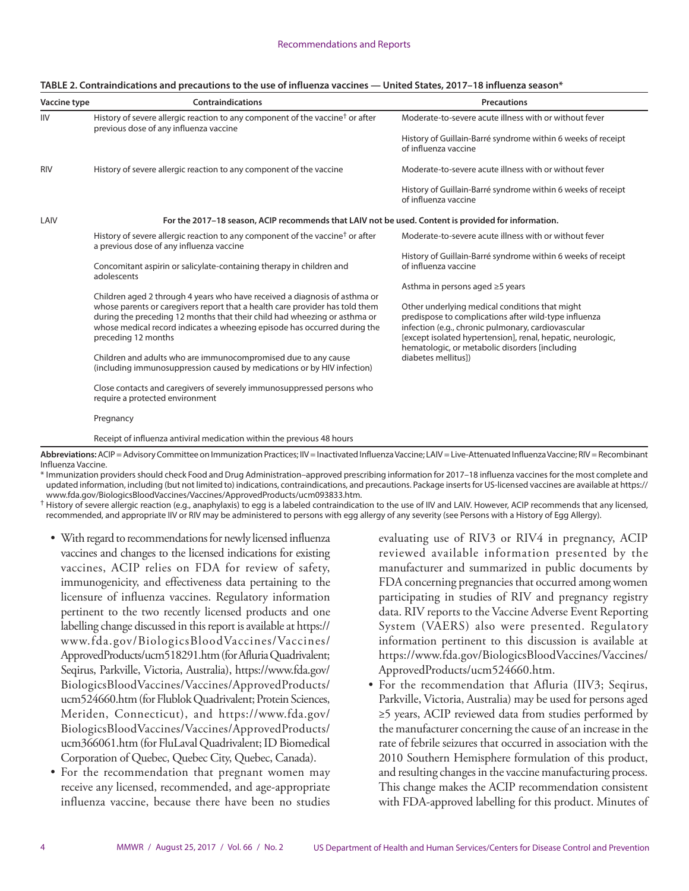**TABLE 2. Contraindications and precautions to the use of influenza vaccines — United States, 2017–18 influenza season***

| Vaccine type | Contraindications | Precautions |
|---|---|---|
| IIV | History of severe allergic reaction to any component of the vaccine† or after previous dose of any influenza vaccine | Moderate-to-severe acute illness with or without fever |
| | | History of Guillain-Barré syndrome within 6 weeks of receipt of influenza vaccine |
| RIV | History of severe allergic reaction to any component of the vaccine | Moderate-to-severe acute illness with or without fever |
| | | History of Guillain-Barré syndrome within 6 weeks of receipt of influenza vaccine |
| LAIV | **For the 2017–18 season, ACIP recommends that LAIV not be used. Content is provided for information.** | |
| | History of severe allergic reaction to any component of the vaccine† or after a previous dose of any influenza vaccine | Moderate-to-severe acute illness with or without fever |
| | Concomitant aspirin or salicylate-containing therapy in children and adolescents | History of Guillain-Barré syndrome within 6 weeks of receipt of influenza vaccine |
| | Children aged 2 through 4 years who have received a diagnosis of asthma or whose parents or caregivers report that a health care provider has told them during the preceding 12 months that their child had wheezing or asthma or whose medical record indicates a wheezing episode has occurred during the preceding 12 months | Asthma in persons aged ≥5 years |
| | Children and adults who are immunocompromised due to any cause (including immunosuppression caused by medications or by HIV infection) | Other underlying medical conditions that might predispose to complications after wild-type influenza infection (e.g., chronic pulmonary, cardiovascular [except isolated hypertension], renal, hepatic, neurologic, hematologic, or metabolic disorders [including diabetes mellitus]) |
| | Close contacts and caregivers of severely immunosuppressed persons who require a protected environment | |
| | Pregnancy | |
| | Receipt of influenza antiviral medication within the previous 48 hours | |

**Abbreviations:** ACIP = Advisory Committee on Immunization Practices; IIV = Inactivated Influenza Vaccine; LAIV = Live-Attenuated Influenza Vaccine; RIV = Recombinant Influenza Vaccine.

\* Immunization providers should check Food and Drug Administration–approved prescribing information for 2017–18 influenza vaccines for the most complete and updated information, including (but not limited to) indications, contraindications, and precautions. Package inserts for US-licensed vaccines are available at https://www.fda.gov/BiologicsBloodVaccines/Vaccines/ApprovedProducts/ucm093833.htm.

† History of severe allergic reaction (e.g., anaphylaxis) to egg is a labeled contraindication to the use of IIV and LAIV. However, ACIP recommends that any licensed, recommended, and appropriate IIV or RIV may be administered to persons with egg allergy of any severity (see Persons with a History of Egg Allergy).

- With regard to recommendations for newly licensed influenza vaccines and changes to the licensed indications for existing vaccines, ACIP relies on FDA for review of safety, immunogenicity, and effectiveness data pertaining to the licensure of influenza vaccines. Regulatory information pertinent to the two recently licensed products and one labelling change discussed in this report is available at https://www.fda.gov/BiologicsBloodVaccines/Vaccines/ApprovedProducts/ucm518291.htm (for Afluria Quadrivalent; Seqirus, Parkville, Victoria, Australia), https://www.fda.gov/BiologicsBloodVaccines/Vaccines/ApprovedProducts/ucm524660.htm (for Flublok Quadrivalent; Protein Sciences, Meriden, Connecticut), and https://www.fda.gov/BiologicsBloodVaccines/Vaccines/ApprovedProducts/ucm366061.htm (for FluLaval Quadrivalent; ID Biomedical Corporation of Quebec, Quebec City, Quebec, Canada).
- For the recommendation that pregnant women may receive any licensed, recommended, and age-appropriate influenza vaccine, because there have been no studies evaluating use of RIV3 or RIV4 in pregnancy, ACIP reviewed available information presented by the manufacturer and summarized in public documents by FDA concerning pregnancies that occurred among women participating in studies of RIV and pregnancy registry data. RIV reports to the Vaccine Adverse Event Reporting System (VAERS) also were presented. Regulatory information pertinent to this discussion is available at https://www.fda.gov/BiologicsBloodVaccines/Vaccines/ApprovedProducts/ucm524660.htm.
- For the recommendation that Afluria (IIV3; Seqirus, Parkville, Victoria, Australia) may be used for persons aged ≥5 years, ACIP reviewed data from studies performed by the manufacturer concerning the cause of an increase in the rate of febrile seizures that occurred in association with the 2010 Southern Hemisphere formulation of this product, and resulting changes in the vaccine manufacturing process. This change makes the ACIP recommendation consistent with FDA-approved labelling for this product. Minutes of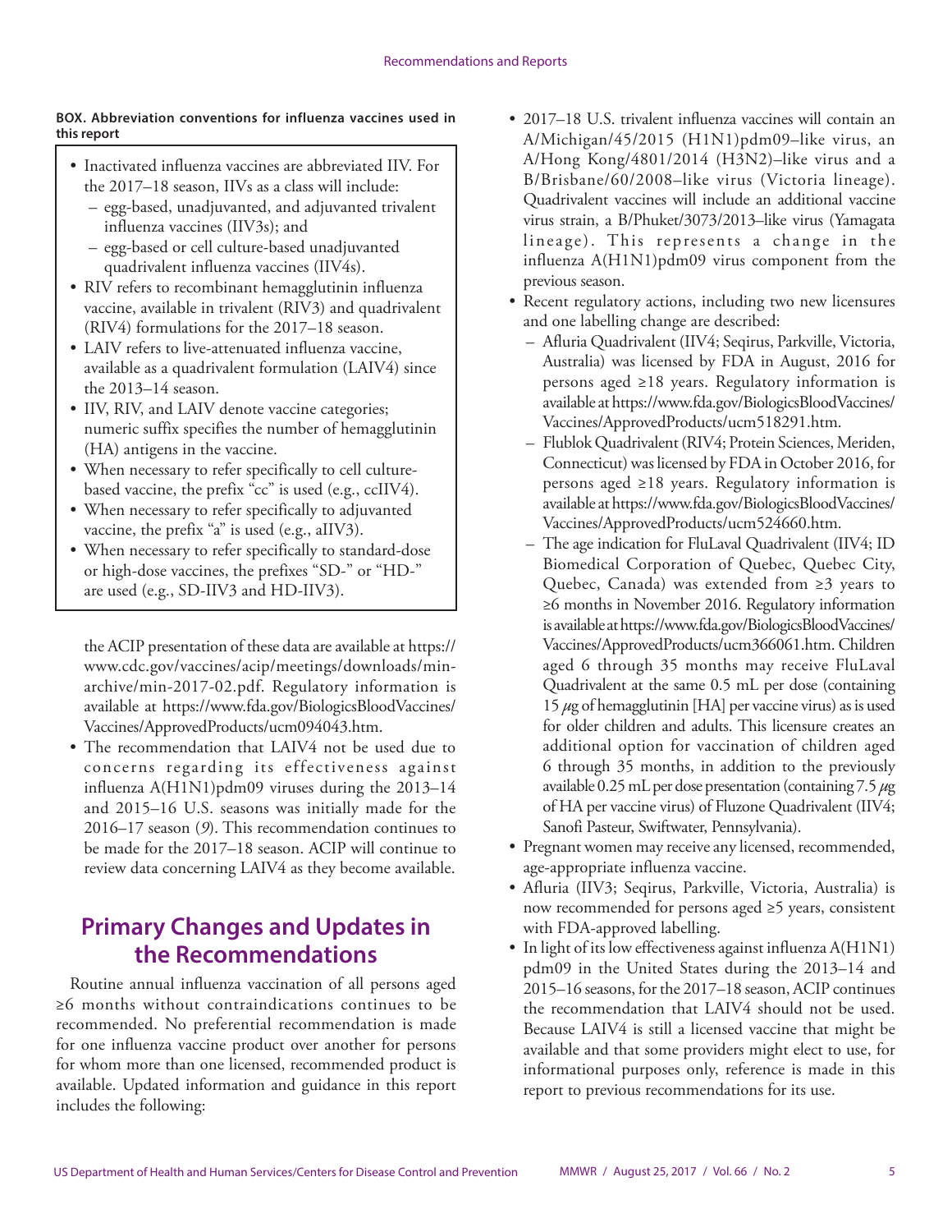**BOX. Abbreviation conventions for influenza vaccines used in this report**

- Inactivated influenza vaccines are abbreviated IIV. For the 2017–18 season, IIVs as a class will include:
  - egg-based, unadjuvanted, and adjuvanted trivalent influenza vaccines (IIV3s); and
  - egg-based or cell culture-based unadjuvanted quadrivalent influenza vaccines (IIV4s).
- RIV refers to recombinant hemagglutinin influenza vaccine, available in trivalent (RIV3) and quadrivalent (RIV4) formulations for the 2017–18 season.
- LAIV refers to live-attenuated influenza vaccine, available as a quadrivalent formulation (LAIV4) since the 2013–14 season.
- IIV, RIV, and LAIV denote vaccine categories; numeric suffix specifies the number of hemagglutinin (HA) antigens in the vaccine.
- When necessary to refer specifically to cell culture-based vaccine, the prefix "cc" is used (e.g., ccIIV4).
- When necessary to refer specifically to adjuvanted vaccine, the prefix "a" is used (e.g., aIIV3).
- When necessary to refer specifically to standard-dose or high-dose vaccines, the prefixes "SD-" or "HD-" are used (e.g., SD-IIV3 and HD-IIV3).

the ACIP presentation of these data are available at https://www.cdc.gov/vaccines/acip/meetings/downloads/min-archive/min-2017-02.pdf. Regulatory information is available at https://www.fda.gov/BiologicsBloodVaccines/Vaccines/ApprovedProducts/ucm094043.htm.

- The recommendation that LAIV4 not be used due to concerns regarding its effectiveness against influenza A(H1N1)pdm09 viruses during the 2013–14 and 2015–16 U.S. seasons was initially made for the 2016–17 season (*9*). This recommendation continues to be made for the 2017–18 season. ACIP will continue to review data concerning LAIV4 as they become available.

## Primary Changes and Updates in the Recommendations

Routine annual influenza vaccination of all persons aged ≥6 months without contraindications continues to be recommended. No preferential recommendation is made for one influenza vaccine product over another for persons for whom more than one licensed, recommended product is available. Updated information and guidance in this report includes the following:

- 2017–18 U.S. trivalent influenza vaccines will contain an A/Michigan/45/2015 (H1N1)pdm09–like virus, an A/Hong Kong/4801/2014 (H3N2)–like virus and a B/Brisbane/60/2008–like virus (Victoria lineage). Quadrivalent vaccines will include an additional vaccine virus strain, a B/Phuket/3073/2013–like virus (Yamagata lineage). This represents a change in the influenza A(H1N1)pdm09 virus component from the previous season.
- Recent regulatory actions, including two new licensures and one labelling change are described:
  - Afluria Quadrivalent (IIV4; Seqirus, Parkville, Victoria, Australia) was licensed by FDA in August, 2016 for persons aged ≥18 years. Regulatory information is available at https://www.fda.gov/BiologicsBloodVaccines/Vaccines/ApprovedProducts/ucm518291.htm.
  - Flublok Quadrivalent (RIV4; Protein Sciences, Meriden, Connecticut) was licensed by FDA in October 2016, for persons aged ≥18 years. Regulatory information is available at https://www.fda.gov/BiologicsBloodVaccines/Vaccines/ApprovedProducts/ucm524660.htm.
  - The age indication for FluLaval Quadrivalent (IIV4; ID Biomedical Corporation of Quebec, Quebec City, Quebec, Canada) was extended from ≥3 years to ≥6 months in November 2016. Regulatory information is available at https://www.fda.gov/BiologicsBloodVaccines/Vaccines/ApprovedProducts/ucm366061.htm. Children aged 6 through 35 months may receive FluLaval Quadrivalent at the same 0.5 mL per dose (containing 15 $\mu$g of hemagglutinin [HA] per vaccine virus) as is used for older children and adults. This licensure creates an additional option for vaccination of children aged 6 through 35 months, in addition to the previously available 0.25 mL per dose presentation (containing 7.5 $\mu$g of HA per vaccine virus) of Fluzone Quadrivalent (IIV4; Sanofi Pasteur, Swiftwater, Pennsylvania).
- Pregnant women may receive any licensed, recommended, age-appropriate influenza vaccine.
- Afluria (IIV3; Seqirus, Parkville, Victoria, Australia) is now recommended for persons aged ≥5 years, consistent with FDA-approved labelling.
- In light of its low effectiveness against influenza A(H1N1)pdm09 in the United States during the 2013–14 and 2015–16 seasons, for the 2017–18 season, ACIP continues the recommendation that LAIV4 should not be used. Because LAIV4 is still a licensed vaccine that might be available and that some providers might elect to use, for informational purposes only, reference is made in this report to previous recommendations for its use.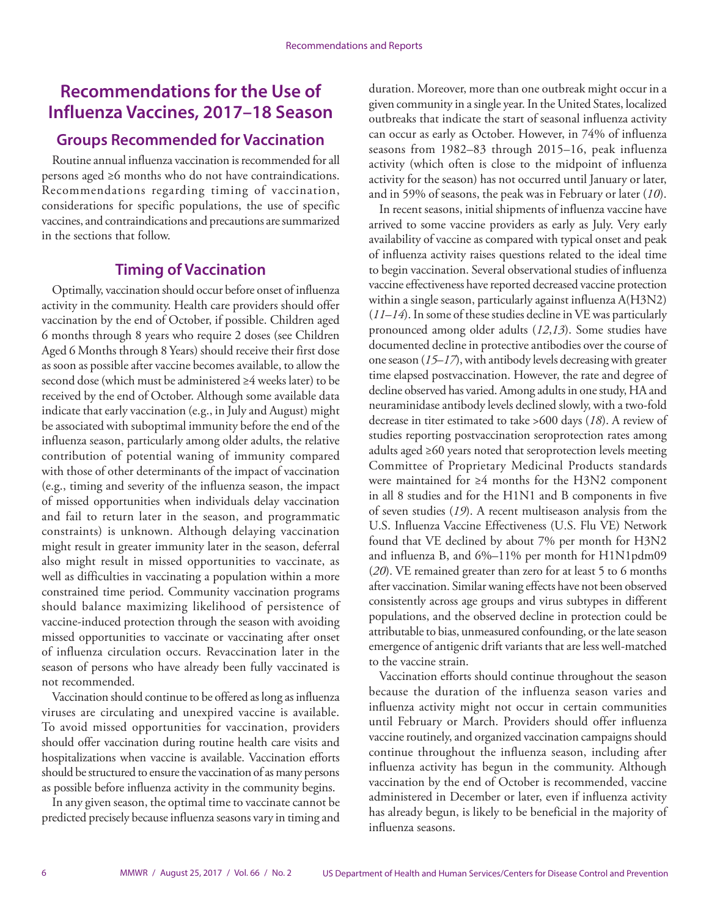## Recommendations for the Use of Influenza Vaccines, 2017–18 Season

### Groups Recommended for Vaccination

Routine annual influenza vaccination is recommended for all persons aged ≥6 months who do not have contraindications. Recommendations regarding timing of vaccination, considerations for specific populations, the use of specific vaccines, and contraindications and precautions are summarized in the sections that follow.

### Timing of Vaccination

Optimally, vaccination should occur before onset of influenza activity in the community. Health care providers should offer vaccination by the end of October, if possible. Children aged 6 months through 8 years who require 2 doses (see Children Aged 6 Months through 8 Years) should receive their first dose as soon as possible after vaccine becomes available, to allow the second dose (which must be administered ≥4 weeks later) to be received by the end of October. Although some available data indicate that early vaccination (e.g., in July and August) might be associated with suboptimal immunity before the end of the influenza season, particularly among older adults, the relative contribution of potential waning of immunity compared with those of other determinants of the impact of vaccination (e.g., timing and severity of the influenza season, the impact of missed opportunities when individuals delay vaccination and fail to return later in the season, and programmatic constraints) is unknown. Although delaying vaccination might result in greater immunity later in the season, deferral also might result in missed opportunities to vaccinate, as well as difficulties in vaccinating a population within a more constrained time period. Community vaccination programs should balance maximizing likelihood of persistence of vaccine-induced protection through the season with avoiding missed opportunities to vaccinate or vaccinating after onset of influenza circulation occurs. Revaccination later in the season of persons who have already been fully vaccinated is not recommended.

Vaccination should continue to be offered as long as influenza viruses are circulating and unexpired vaccine is available. To avoid missed opportunities for vaccination, providers should offer vaccination during routine health care visits and hospitalizations when vaccine is available. Vaccination efforts should be structured to ensure the vaccination of as many persons as possible before influenza activity in the community begins.

In any given season, the optimal time to vaccinate cannot be predicted precisely because influenza seasons vary in timing and duration. Moreover, more than one outbreak might occur in a given community in a single year. In the United States, localized outbreaks that indicate the start of seasonal influenza activity can occur as early as October. However, in 74% of influenza seasons from 1982–83 through 2015–16, peak influenza activity (which often is close to the midpoint of influenza activity for the season) has not occurred until January or later, and in 59% of seasons, the peak was in February or later (*10*).

In recent seasons, initial shipments of influenza vaccine have arrived to some vaccine providers as early as July. Very early availability of vaccine as compared with typical onset and peak of influenza activity raises questions related to the ideal time to begin vaccination. Several observational studies of influenza vaccine effectiveness have reported decreased vaccine protection within a single season, particularly against influenza A(H3N2) (*11*–*14*). In some of these studies decline in VE was particularly pronounced among older adults (*12*,*13*). Some studies have documented decline in protective antibodies over the course of one season (*15*–*17*), with antibody levels decreasing with greater time elapsed postvaccination. However, the rate and degree of decline observed has varied. Among adults in one study, HA and neuraminidase antibody levels declined slowly, with a two-fold decrease in titer estimated to take >600 days (*18*). A review of studies reporting postvaccination seroprotection rates among adults aged ≥60 years noted that seroprotection levels meeting Committee of Proprietary Medicinal Products standards were maintained for ≥4 months for the H3N2 component in all 8 studies and for the H1N1 and B components in five of seven studies (*19*). A recent multiseason analysis from the U.S. Influenza Vaccine Effectiveness (U.S. Flu VE) Network found that VE declined by about 7% per month for H3N2 and influenza B, and 6%–11% per month for H1N1pdm09 (*20*). VE remained greater than zero for at least 5 to 6 months after vaccination. Similar waning effects have not been observed consistently across age groups and virus subtypes in different populations, and the observed decline in protection could be attributable to bias, unmeasured confounding, or the late season emergence of antigenic drift variants that are less well-matched to the vaccine strain.

Vaccination efforts should continue throughout the season because the duration of the influenza season varies and influenza activity might not occur in certain communities until February or March. Providers should offer influenza vaccine routinely, and organized vaccination campaigns should continue throughout the influenza season, including after influenza activity has begun in the community. Although vaccination by the end of October is recommended, vaccine administered in December or later, even if influenza activity has already begun, is likely to be beneficial in the majority of influenza seasons.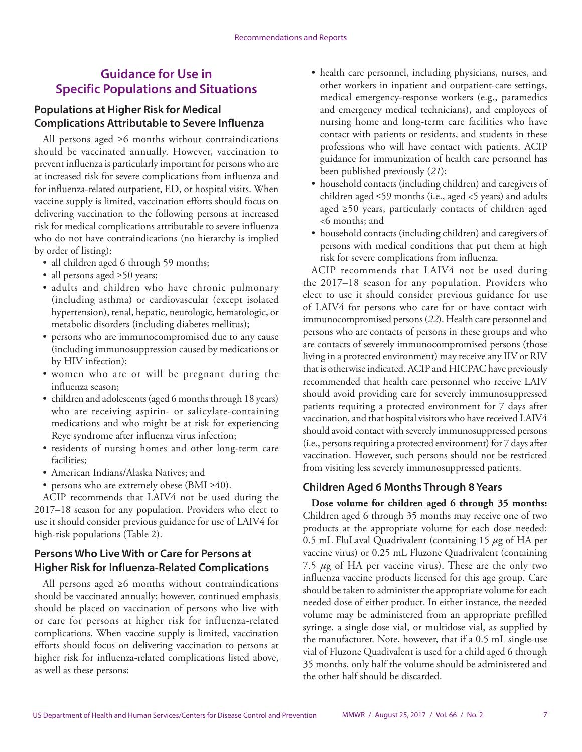## Guidance for Use in Specific Populations and Situations

### Populations at Higher Risk for Medical Complications Attributable to Severe Influenza

All persons aged ≥6 months without contraindications should be vaccinated annually. However, vaccination to prevent influenza is particularly important for persons who are at increased risk for severe complications from influenza and for influenza-related outpatient, ED, or hospital visits. When vaccine supply is limited, vaccination efforts should focus on delivering vaccination to the following persons at increased risk for medical complications attributable to severe influenza who do not have contraindications (no hierarchy is implied by order of listing):

- all children aged 6 through 59 months;
- all persons aged ≥50 years;
- adults and children who have chronic pulmonary (including asthma) or cardiovascular (except isolated hypertension), renal, hepatic, neurologic, hematologic, or metabolic disorders (including diabetes mellitus);
- persons who are immunocompromised due to any cause (including immunosuppression caused by medications or by HIV infection);
- women who are or will be pregnant during the influenza season;
- children and adolescents (aged 6 months through 18 years) who are receiving aspirin- or salicylate-containing medications and who might be at risk for experiencing Reye syndrome after influenza virus infection;
- residents of nursing homes and other long-term care facilities;
- American Indians/Alaska Natives; and
- persons who are extremely obese (BMI ≥40).

ACIP recommends that LAIV4 not be used during the 2017–18 season for any population. Providers who elect to use it should consider previous guidance for use of LAIV4 for high-risk populations (Table 2).

### Persons Who Live With or Care for Persons at Higher Risk for Influenza-Related Complications

All persons aged ≥6 months without contraindications should be vaccinated annually; however, continued emphasis should be placed on vaccination of persons who live with or care for persons at higher risk for influenza-related complications. When vaccine supply is limited, vaccination efforts should focus on delivering vaccination to persons at higher risk for influenza-related complications listed above, as well as these persons:

- health care personnel, including physicians, nurses, and other workers in inpatient and outpatient-care settings, medical emergency-response workers (e.g., paramedics and emergency medical technicians), and employees of nursing home and long-term care facilities who have contact with patients or residents, and students in these professions who will have contact with patients. ACIP guidance for immunization of health care personnel has been published previously (*21*);
- household contacts (including children) and caregivers of children aged ≤59 months (i.e., aged <5 years) and adults aged ≥50 years, particularly contacts of children aged <6 months; and
- household contacts (including children) and caregivers of persons with medical conditions that put them at high risk for severe complications from influenza.

ACIP recommends that LAIV4 not be used during the 2017–18 season for any population. Providers who elect to use it should consider previous guidance for use of LAIV4 for persons who care for or have contact with immunocompromised persons (*22*). Health care personnel and persons who are contacts of persons in these groups and who are contacts of severely immunocompromised persons (those living in a protected environment) may receive any IIV or RIV that is otherwise indicated. ACIP and HICPAC have previously recommended that health care personnel who receive LAIV should avoid providing care for severely immunosuppressed patients requiring a protected environment for 7 days after vaccination, and that hospital visitors who have received LAIV4 should avoid contact with severely immunosuppressed persons (i.e., persons requiring a protected environment) for 7 days after vaccination. However, such persons should not be restricted from visiting less severely immunosuppressed patients.

### Children Aged 6 Months Through 8 Years

**Dose volume for children aged 6 through 35 months:** Children aged 6 through 35 months may receive one of two products at the appropriate volume for each dose needed: 0.5 mL FluLaval Quadrivalent (containing 15 $\mu$g of HA per vaccine virus) or 0.25 mL Fluzone Quadrivalent (containing 7.5 $\mu$g of HA per vaccine virus). These are the only two influenza vaccine products licensed for this age group. Care should be taken to administer the appropriate volume for each needed dose of either product. In either instance, the needed volume may be administered from an appropriate prefilled syringe, a single dose vial, or multidose vial, as supplied by the manufacturer. Note, however, that if a 0.5 mL single-use vial of Fluzone Quadivalent is used for a child aged 6 through 35 months, only half the volume should be administered and the other half should be discarded.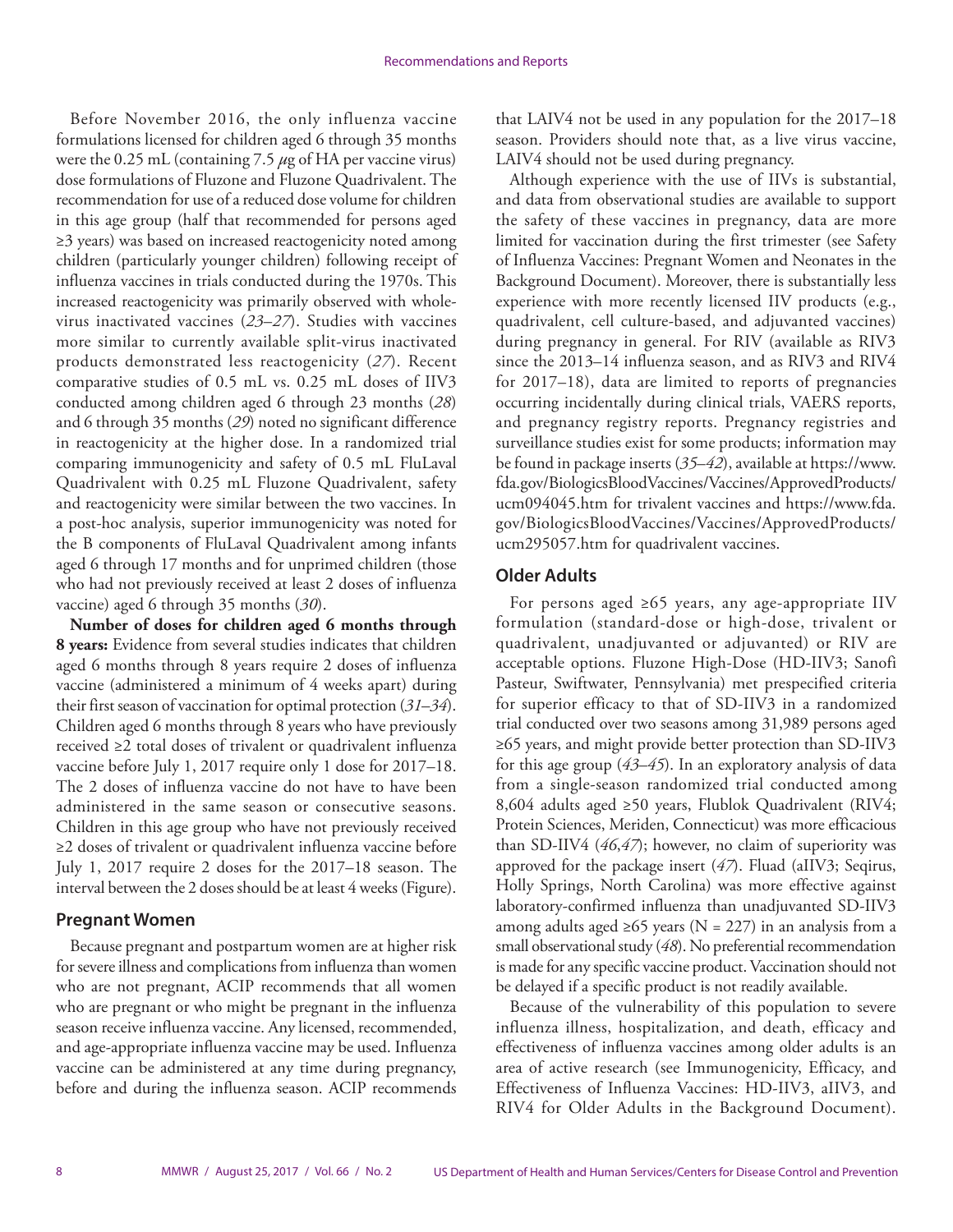Before November 2016, the only influenza vaccine formulations licensed for children aged 6 through 35 months were the 0.25 mL (containing 7.5 $\mu$g of HA per vaccine virus) dose formulations of Fluzone and Fluzone Quadrivalent. The recommendation for use of a reduced dose volume for children in this age group (half that recommended for persons aged ≥3 years) was based on increased reactogenicity noted among children (particularly younger children) following receipt of influenza vaccines in trials conducted during the 1970s. This increased reactogenicity was primarily observed with whole-virus inactivated vaccines (*23–27*). Studies with vaccines more similar to currently available split-virus inactivated products demonstrated less reactogenicity (*27*). Recent comparative studies of 0.5 mL vs. 0.25 mL doses of IIV3 conducted among children aged 6 through 23 months (*28*) and 6 through 35 months (*29*) noted no significant difference in reactogenicity at the higher dose. In a randomized trial comparing immunogenicity and safety of 0.5 mL FluLaval Quadrivalent with 0.25 mL Fluzone Quadrivalent, safety and reactogenicity were similar between the two vaccines. In a post-hoc analysis, superior immunogenicity was noted for the B components of FluLaval Quadrivalent among infants aged 6 through 17 months and for unprimed children (those who had not previously received at least 2 doses of influenza vaccine) aged 6 through 35 months (*30*).

**Number of doses for children aged 6 months through 8 years:** Evidence from several studies indicates that children aged 6 months through 8 years require 2 doses of influenza vaccine (administered a minimum of 4 weeks apart) during their first season of vaccination for optimal protection (*31–34*). Children aged 6 months through 8 years who have previously received ≥2 total doses of trivalent or quadrivalent influenza vaccine before July 1, 2017 require only 1 dose for 2017–18. The 2 doses of influenza vaccine do not have to have been administered in the same season or consecutive seasons. Children in this age group who have not previously received ≥2 doses of trivalent or quadrivalent influenza vaccine before July 1, 2017 require 2 doses for the 2017–18 season. The interval between the 2 doses should be at least 4 weeks (Figure).

## Pregnant Women

Because pregnant and postpartum women are at higher risk for severe illness and complications from influenza than women who are not pregnant, ACIP recommends that all women who are pregnant or who might be pregnant in the influenza season receive influenza vaccine. Any licensed, recommended, and age-appropriate influenza vaccine may be used. Influenza vaccine can be administered at any time during pregnancy, before and during the influenza season. ACIP recommends that LAIV4 not be used in any population for the 2017–18 season. Providers should note that, as a live virus vaccine, LAIV4 should not be used during pregnancy.

Although experience with the use of IIVs is substantial, and data from observational studies are available to support the safety of these vaccines in pregnancy, data are more limited for vaccination during the first trimester (see Safety of Influenza Vaccines: Pregnant Women and Neonates in the Background Document). Moreover, there is substantially less experience with more recently licensed IIV products (e.g., quadrivalent, cell culture-based, and adjuvanted vaccines) during pregnancy in general. For RIV (available as RIV3 since the 2013–14 influenza season, and as RIV3 and RIV4 for 2017–18), data are limited to reports of pregnancies occurring incidentally during clinical trials, VAERS reports, and pregnancy registry reports. Pregnancy registries and surveillance studies exist for some products; information may be found in package inserts (*35–42*), available at https://www.fda.gov/BiologicsBloodVaccines/Vaccines/ApprovedProducts/ucm094045.htm for trivalent vaccines and https://www.fda.gov/BiologicsBloodVaccines/Vaccines/ApprovedProducts/ucm295057.htm for quadrivalent vaccines.

## Older Adults

For persons aged ≥65 years, any age-appropriate IIV formulation (standard-dose or high-dose, trivalent or quadrivalent, unadjuvanted or adjuvanted) or RIV are acceptable options. Fluzone High-Dose (HD-IIV3; Sanofi Pasteur, Swiftwater, Pennsylvania) met prespecified criteria for superior efficacy to that of SD-IIV3 in a randomized trial conducted over two seasons among 31,989 persons aged ≥65 years, and might provide better protection than SD-IIV3 for this age group (*43–45*). In an exploratory analysis of data from a single-season randomized trial conducted among 8,604 adults aged ≥50 years, Flublok Quadrivalent (RIV4; Protein Sciences, Meriden, Connecticut) was more efficacious than SD-IIV4 (*46*,*47*); however, no claim of superiority was approved for the package insert (*47*). Fluad (aIIV3; Seqirus, Holly Springs, North Carolina) was more effective against laboratory-confirmed influenza than unadjuvanted SD-IIV3 among adults aged ≥65 years (N = 227) in an analysis from a small observational study (*48*). No preferential recommendation is made for any specific vaccine product. Vaccination should not be delayed if a specific product is not readily available.

Because of the vulnerability of this population to severe influenza illness, hospitalization, and death, efficacy and effectiveness of influenza vaccines among older adults is an area of active research (see Immunogenicity, Efficacy, and Effectiveness of Influenza Vaccines: HD-IIV3, aIIV3, and RIV4 for Older Adults in the Background Document).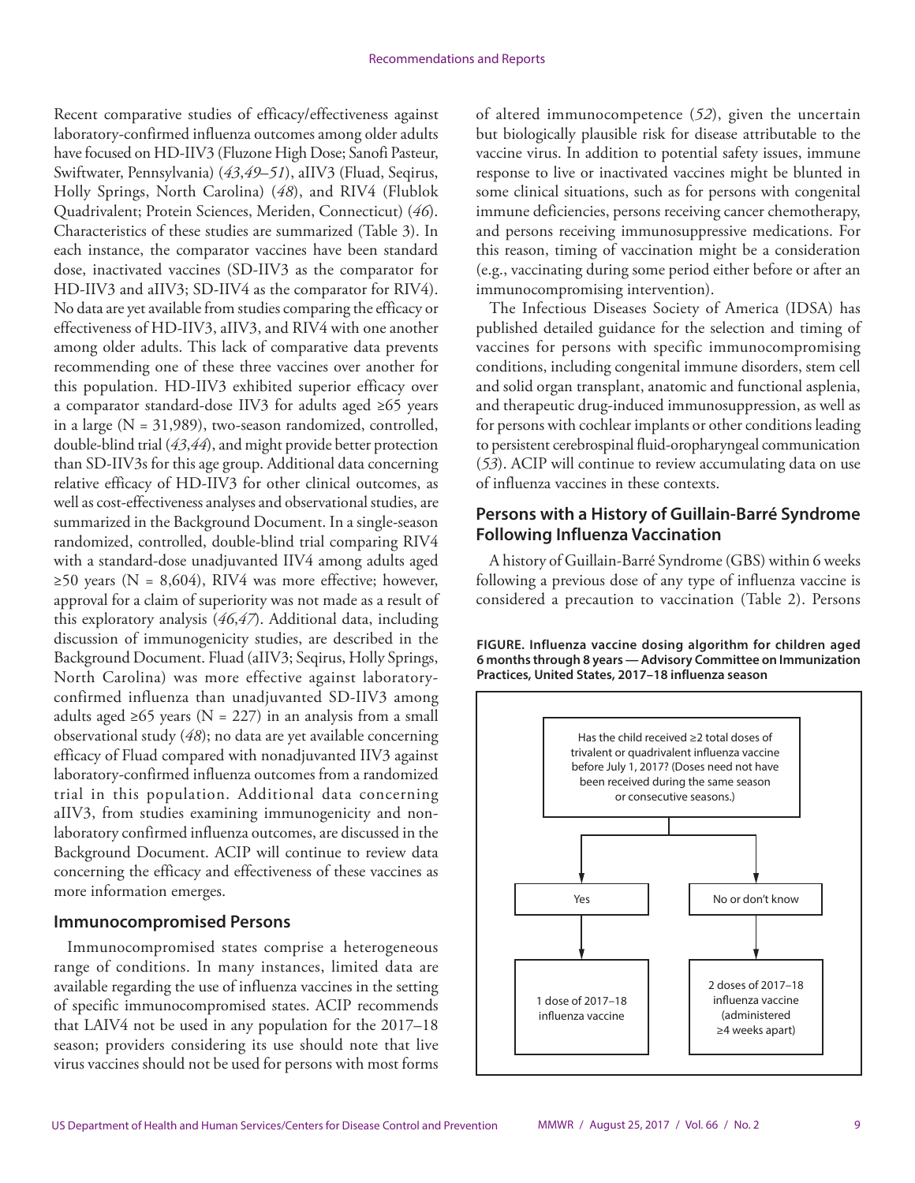Recent comparative studies of efficacy/effectiveness against laboratory-confirmed influenza outcomes among older adults have focused on HD-IIV3 (Fluzone High Dose; Sanofi Pasteur, Swiftwater, Pennsylvania) (*43*,*49*–*51*), aIIV3 (Fluad, Seqirus, Holly Springs, North Carolina) (*48*), and RIV4 (Flublok Quadrivalent; Protein Sciences, Meriden, Connecticut) (*46*). Characteristics of these studies are summarized (Table 3). In each instance, the comparator vaccines have been standard dose, inactivated vaccines (SD-IIV3 as the comparator for HD-IIV3 and aIIV3; SD-IIV4 as the comparator for RIV4). No data are yet available from studies comparing the efficacy or effectiveness of HD-IIV3, aIIV3, and RIV4 with one another among older adults. This lack of comparative data prevents recommending one of these three vaccines over another for this population. HD-IIV3 exhibited superior efficacy over a comparator standard-dose IIV3 for adults aged ≥65 years in a large (N = 31,989), two-season randomized, controlled, double-blind trial (*43*,*44*), and might provide better protection than SD-IIV3s for this age group. Additional data concerning relative efficacy of HD-IIV3 for other clinical outcomes, as well as cost-effectiveness analyses and observational studies, are summarized in the Background Document. In a single-season randomized, controlled, double-blind trial comparing RIV4 with a standard-dose unadjuvanted IIV4 among adults aged ≥50 years (N = 8,604), RIV4 was more effective; however, approval for a claim of superiority was not made as a result of this exploratory analysis (*46*,*47*). Additional data, including discussion of immunogenicity studies, are described in the Background Document. Fluad (aIIV3; Seqirus, Holly Springs, North Carolina) was more effective against laboratory-confirmed influenza than unadjuvanted SD-IIV3 among adults aged ≥65 years (N = 227) in an analysis from a small observational study (*48*); no data are yet available concerning efficacy of Fluad compared with nonadjuvanted IIV3 against laboratory-confirmed influenza outcomes from a randomized trial in this population. Additional data concerning aIIV3, from studies examining immunogenicity and non-laboratory confirmed influenza outcomes, are discussed in the Background Document. ACIP will continue to review data concerning the efficacy and effectiveness of these vaccines as more information emerges.

### Immunocompromised Persons

Immunocompromised states comprise a heterogeneous range of conditions. In many instances, limited data are available regarding the use of influenza vaccines in the setting of specific immunocompromised states. ACIP recommends that LAIV4 not be used in any population for the 2017–18 season; providers considering its use should note that live virus vaccines should not be used for persons with most forms of altered immunocompetence (*52*), given the uncertain but biologically plausible risk for disease attributable to the vaccine virus. In addition to potential safety issues, immune response to live or inactivated vaccines might be blunted in some clinical situations, such as for persons with congenital immune deficiencies, persons receiving cancer chemotherapy, and persons receiving immunosuppressive medications. For this reason, timing of vaccination might be a consideration (e.g., vaccinating during some period either before or after an immunocompromising intervention).

The Infectious Diseases Society of America (IDSA) has published detailed guidance for the selection and timing of vaccines for persons with specific immunocompromising conditions, including congenital immune disorders, stem cell and solid organ transplant, anatomic and functional asplenia, and therapeutic drug-induced immunosuppression, as well as for persons with cochlear implants or other conditions leading to persistent cerebrospinal fluid-oropharyngeal communication (*53*). ACIP will continue to review accumulating data on use of influenza vaccines in these contexts.

### Persons with a History of Guillain-Barré Syndrome Following Influenza Vaccination

A history of Guillain-Barré Syndrome (GBS) within 6 weeks following a previous dose of any type of influenza vaccine is considered a precaution to vaccination (Table 2). Persons

**FIGURE. Influenza vaccine dosing algorithm for children aged 6 months through 8 years — Advisory Committee on Immunization Practices, United States, 2017–18 influenza season**

Has the child received ≥2 total doses of trivalent or quadrivalent influenza vaccine before July 1, 2017? (Doses need not have been received during the same season or consecutive seasons.)

- Yes → 1 dose of 2017–18 influenza vaccine
- No or don't know → 2 doses of 2017–18 influenza vaccine (administered ≥4 weeks apart)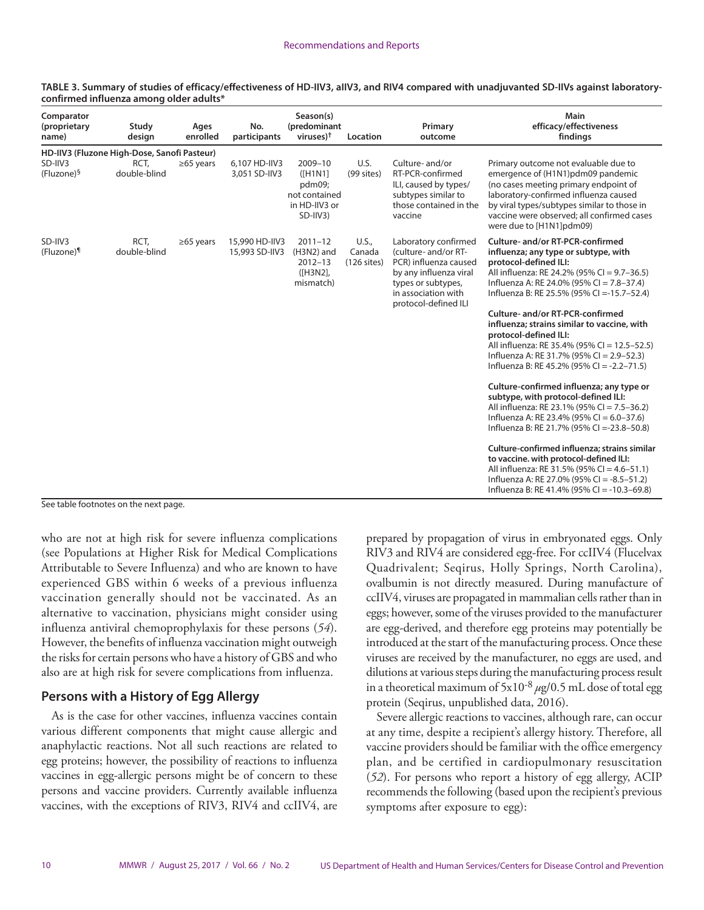**TABLE 3. Summary of studies of efficacy/effectiveness of HD-IIV3, aIIV3, and RIV4 compared with unadjuvanted SD-IIVs against laboratory-confirmed influenza among older adults***

| Comparator (proprietary name) | Study design | Ages enrolled | No. participants | Season(s) (predominant viruses)[†] | Location | Primary outcome | Main efficacy/effectiveness findings |
|---|---|---|---|---|---|---|---|
| **HD-IIV3 (Fluzone High-Dose, Sanofi Pasteur)** | | | | | | | |
| SD-IIV3 (Fluzone)[§] | RCT, double-blind | ≥65 years | 6,107 HD-IIV3 3,051 SD-IIV3 | 2009–10 ([H1N1] pdm09; not contained in HD-IIV3 or SD-IIV3) | U.S. (99 sites) | Culture- and/or RT-PCR-confirmed ILI, caused by types/subtypes similar to those contained in the vaccine | Primary outcome not evaluable due to emergence of (H1N1)pdm09 pandemic (no cases meeting primary endpoint of laboratory-confirmed influenza caused by viral types/subtypes similar to those in vaccine were observed; all confirmed cases were due to [H1N1]pdm09) |
| SD-IIV3 (Fluzone)[¶] | RCT, double-blind | ≥65 years | 15,990 HD-IIV3 15,993 SD-IIV3 | 2011–12 (H3N2) and 2012–13 ([H3N2], mismatch) | U.S., Canada (126 sites) | Laboratory confirmed (culture- and/or RT-PCR) influenza caused by any influenza viral types or subtypes, in association with protocol-defined ILI | **Culture- and/or RT-PCR-confirmed influenza; any type or subtype, with protocol-defined ILI:** All influenza: RE 24.2% (95% CI = 9.7–36.5) Influenza A: RE 24.0% (95% CI = 7.8–37.4) Influenza B: RE 25.5% (95% CI =-15.7–52.4) <br><br> **Culture- and/or RT-PCR-confirmed influenza; strains similar to vaccine, with protocol-defined ILI:** All influenza: RE 35.4% (95% CI = 12.5–52.5) Influenza A: RE 31.7% (95% CI = 2.9–52.3) Influenza B: RE 45.2% (95% CI = -2.2–71.5) <br><br> **Culture-confirmed influenza; any type or subtype, with protocol-defined ILI:** All influenza: RE 23.1% (95% CI = 7.5–36.2) Influenza A: RE 23.4% (95% CI = 6.0–37.6) Influenza B: RE 21.7% (95% CI =-23.8–50.8) <br><br> **Culture-confirmed influenza; strains similar to vaccine. with protocol-defined ILI:** All influenza: RE 31.5% (95% CI = 4.6–51.1) Influenza A: RE 27.0% (95% CI = -8.5–51.2) Influenza B: RE 41.4% (95% CI = -10.3–69.8) |

See table footnotes on the next page.

who are not at high risk for severe influenza complications (see Populations at Higher Risk for Medical Complications Attributable to Severe Influenza) and who are known to have experienced GBS within 6 weeks of a previous influenza vaccination generally should not be vaccinated. As an alternative to vaccination, physicians might consider using influenza antiviral chemoprophylaxis for these persons (*54*). However, the benefits of influenza vaccination might outweigh the risks for certain persons who have a history of GBS and who also are at high risk for severe complications from influenza.

## Persons with a History of Egg Allergy

As is the case for other vaccines, influenza vaccines contain various different components that might cause allergic and anaphylactic reactions. Not all such reactions are related to egg proteins; however, the possibility of reactions to influenza vaccines in egg-allergic persons might be of concern to these persons and vaccine providers. Currently available influenza vaccines, with the exceptions of RIV3, RIV4 and ccIIV4, are prepared by propagation of virus in embryonated eggs. Only RIV3 and RIV4 are considered egg-free. For ccIIV4 (Flucelvax Quadrivalent; Seqirus, Holly Springs, North Carolina), ovalbumin is not directly measured. During manufacture of ccIIV4, viruses are propagated in mammalian cells rather than in eggs; however, some of the viruses provided to the manufacturer are egg-derived, and therefore egg proteins may potentially be introduced at the start of the manufacturing process. Once these viruses are received by the manufacturer, no eggs are used, and dilutions at various steps during the manufacturing process result in a theoretical maximum of $5 \times 10^{-8}$ $\mu$g/0.5 mL dose of total egg protein (Seqirus, unpublished data, 2016).

Severe allergic reactions to vaccines, although rare, can occur at any time, despite a recipient's allergy history. Therefore, all vaccine providers should be familiar with the office emergency plan, and be certified in cardiopulmonary resuscitation (*52*). For persons who report a history of egg allergy, ACIP recommends the following (based upon the recipient's previous symptoms after exposure to egg):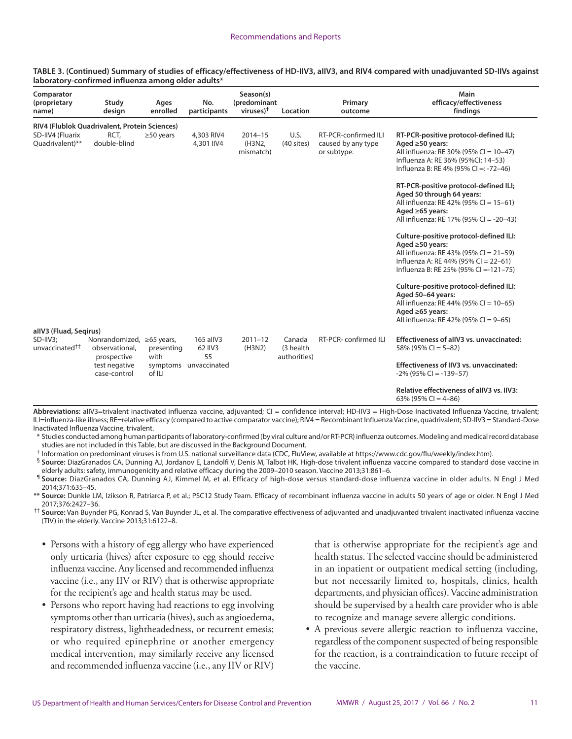**TABLE 3. (Continued) Summary of studies of efficacy/effectiveness of HD-IIV3, aIIV3, and RIV4 compared with unadjuvanted SD-IIVs against laboratory-confirmed influenza among older adults***

| Comparator (proprietary name) | Study design | Ages enrolled | No. participants | Season(s) (predominant viruses)† | Location | Primary outcome | Main efficacy/effectiveness findings |
|---|---|---|---|---|---|---|---|
| **RIV4 (Flublok Quadrivalent, Protein Sciences)** | | | | | | | |
| SD-IIV4 (Fluarix Quadrivalent)** | RCT, double-blind | ≥50 years | 4,303 RIV4<br>4,301 IIV4 | 2014–15 (H3N2, mismatch) | U.S. (40 sites) | RT-PCR-confirmed ILI caused by any type or subtype. | **RT-PCR-positive protocol-defined ILI; Aged ≥50 years:**<br>All influenza: RE 30% (95% CI = 10–47)<br>Influenza A: RE 36% (95%CI: 14–53)<br>Influenza B: RE 4% (95% CI =: -72–46)<br><br>**RT-PCR-positive protocol-defined ILI; Aged 50 through 64 years:**<br>All influenza: RE 42% (95% CI = 15–61)<br>**Aged ≥65 years:**<br>All influenza: RE 17% (95% CI = -20–43)<br><br>**Culture-positive protocol-defined ILI: Aged ≥50 years:**<br>All influenza: RE 43% (95% CI = 21–59)<br>Influenza A: RE 44% (95% CI = 22–61)<br>Influenza B: RE 25% (95% CI =-121–75)<br><br>**Culture-positive protocol-defined ILI: Aged 50–64 years:**<br>All influenza: RE 44% (95% CI = 10–65)<br>**Aged ≥65 years:**<br>All influenza: RE 42% (95% CI = 9–65) |
| **aIIV3 (Fluad, Seqirus)** | | | | | | | |
| SD-IIV3; unvaccinated†† | Nonrandomized, observational, prospective test negative case-control | ≥65 years, presenting with symptoms of ILI | 165 aIIV3<br>62 IIV3<br>55 unvaccinated | 2011–12 (H3N2) | Canada (3 health authorities) | RT-PCR- confirmed ILI | **Effectiveness of aIIV3 vs. unvaccinated:**<br>58% (95% CI = 5–82)<br><br>**Effectiveness of IIV3 vs. unvaccinated:**<br>-2% (95% CI = -139–57)<br><br>**Relative effectiveness of aIIV3 vs. IIV3:**<br>63% (95% CI = 4–86) |

**Abbreviations:** aIIV3=trivalent inactivated influenza vaccine, adjuvanted; CI = confidence interval; HD-IIV3 = High-Dose Inactivated Influenza Vaccine, trivalent; ILI=influenza-like illness; RE=relative efficacy (compared to active comparator vaccine); RIV4 = Recombinant Influenza Vaccine, quadrivalent; SD-IIV3 = Standard-Dose Inactivated Influenza Vaccine, trivalent.

\* Studies conducted among human participants of laboratory-confirmed (by viral culture and/or RT-PCR) influenza outcomes. Modeling and medical record database studies are not included in this Table, but are discussed in the Background Document.

† Information on predominant viruses is from U.S. national surveillance data (CDC, FluView, available at https://www.cdc.gov/flu/weekly/index.htm).

§ **Source:** DiazGranados CA, Dunning AJ, Jordanov E, Landolfi V, Denis M, Talbot HK. High-dose trivalent influenza vaccine compared to standard dose vaccine in elderly adults: safety, immunogenicity and relative efficacy during the 2009–2010 season. Vaccine 2013;31:861–6.

¶ **Source:** DiazGranados CA, Dunning AJ, Kimmel M, et al. Efficacy of high-dose versus standard-dose influenza vaccine in older adults. N Engl J Med 2014;371:635–45.

** **Source:** Dunkle LM, Izikson R, Patriarca P, et al.; PSC12 Study Team. Efficacy of recombinant influenza vaccine in adults 50 years of age or older. N Engl J Med 2017;376:2427–36.

†† **Source:** Van Buynder PG, Konrad S, Van Buynder JL, et al. The comparative effectiveness of adjuvanted and unadjuvanted trivalent inactivated influenza vaccine (TIV) in the elderly. Vaccine 2013;31:6122–8.

- Persons with a history of egg allergy who have experienced only urticaria (hives) after exposure to egg should receive influenza vaccine. Any licensed and recommended influenza vaccine (i.e., any IIV or RIV) that is otherwise appropriate for the recipient's age and health status may be used.
- Persons who report having had reactions to egg involving symptoms other than urticaria (hives), such as angioedema, respiratory distress, lightheadedness, or recurrent emesis; or who required epinephrine or another emergency medical intervention, may similarly receive any licensed and recommended influenza vaccine (i.e., any IIV or RIV) that is otherwise appropriate for the recipient's age and health status. The selected vaccine should be administered in an inpatient or outpatient medical setting (including, but not necessarily limited to, hospitals, clinics, health departments, and physician offices). Vaccine administration should be supervised by a health care provider who is able to recognize and manage severe allergic conditions.
- A previous severe allergic reaction to influenza vaccine, regardless of the component suspected of being responsible for the reaction, is a contraindication to future receipt of the vaccine.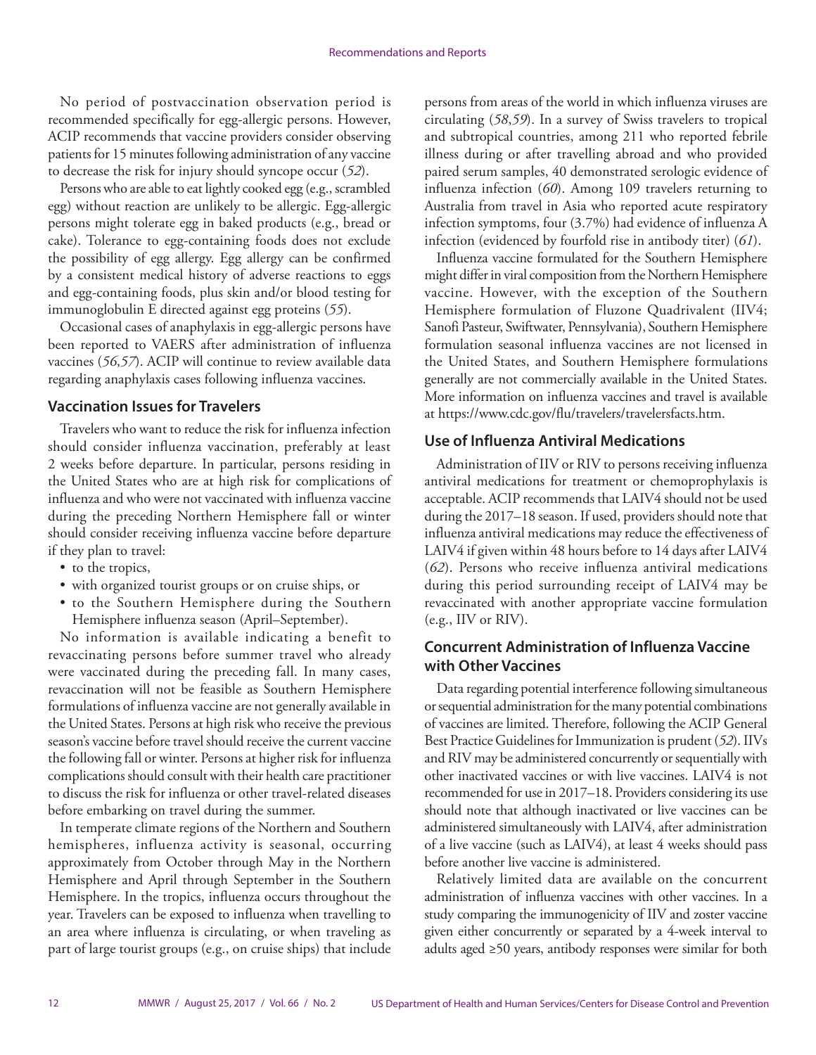No period of postvaccination observation period is recommended specifically for egg-allergic persons. However, ACIP recommends that vaccine providers consider observing patients for 15 minutes following administration of any vaccine to decrease the risk for injury should syncope occur (*52*).

Persons who are able to eat lightly cooked egg (e.g., scrambled egg) without reaction are unlikely to be allergic. Egg-allergic persons might tolerate egg in baked products (e.g., bread or cake). Tolerance to egg-containing foods does not exclude the possibility of egg allergy. Egg allergy can be confirmed by a consistent medical history of adverse reactions to eggs and egg-containing foods, plus skin and/or blood testing for immunoglobulin E directed against egg proteins (*55*).

Occasional cases of anaphylaxis in egg-allergic persons have been reported to VAERS after administration of influenza vaccines (*56*,*57*). ACIP will continue to review available data regarding anaphylaxis cases following influenza vaccines.

### Vaccination Issues for Travelers

Travelers who want to reduce the risk for influenza infection should consider influenza vaccination, preferably at least 2 weeks before departure. In particular, persons residing in the United States who are at high risk for complications of influenza and who were not vaccinated with influenza vaccine during the preceding Northern Hemisphere fall or winter should consider receiving influenza vaccine before departure if they plan to travel:

- to the tropics,
- with organized tourist groups or on cruise ships, or
- to the Southern Hemisphere during the Southern Hemisphere influenza season (April–September).

No information is available indicating a benefit to revaccinating persons before summer travel who already were vaccinated during the preceding fall. In many cases, revaccination will not be feasible as Southern Hemisphere formulations of influenza vaccine are not generally available in the United States. Persons at high risk who receive the previous season's vaccine before travel should receive the current vaccine the following fall or winter. Persons at higher risk for influenza complications should consult with their health care practitioner to discuss the risk for influenza or other travel-related diseases before embarking on travel during the summer.

In temperate climate regions of the Northern and Southern hemispheres, influenza activity is seasonal, occurring approximately from October through May in the Northern Hemisphere and April through September in the Southern Hemisphere. In the tropics, influenza occurs throughout the year. Travelers can be exposed to influenza when travelling to an area where influenza is circulating, or when traveling as part of large tourist groups (e.g., on cruise ships) that include persons from areas of the world in which influenza viruses are circulating (*58*,*59*). In a survey of Swiss travelers to tropical and subtropical countries, among 211 who reported febrile illness during or after travelling abroad and who provided paired serum samples, 40 demonstrated serologic evidence of influenza infection (*60*). Among 109 travelers returning to Australia from travel in Asia who reported acute respiratory infection symptoms, four (3.7%) had evidence of influenza A infection (evidenced by fourfold rise in antibody titer) (*61*).

Influenza vaccine formulated for the Southern Hemisphere might differ in viral composition from the Northern Hemisphere vaccine. However, with the exception of the Southern Hemisphere formulation of Fluzone Quadrivalent (IIV4; Sanofi Pasteur, Swiftwater, Pennsylvania), Southern Hemisphere formulation seasonal influenza vaccines are not licensed in the United States, and Southern Hemisphere formulations generally are not commercially available in the United States. More information on influenza vaccines and travel is available at https://www.cdc.gov/flu/travelers/travelersfacts.htm.

### Use of Influenza Antiviral Medications

Administration of IIV or RIV to persons receiving influenza antiviral medications for treatment or chemoprophylaxis is acceptable. ACIP recommends that LAIV4 should not be used during the 2017–18 season. If used, providers should note that influenza antiviral medications may reduce the effectiveness of LAIV4 if given within 48 hours before to 14 days after LAIV4 (*62*). Persons who receive influenza antiviral medications during this period surrounding receipt of LAIV4 may be revaccinated with another appropriate vaccine formulation (e.g., IIV or RIV).

### Concurrent Administration of Influenza Vaccine with Other Vaccines

Data regarding potential interference following simultaneous or sequential administration for the many potential combinations of vaccines are limited. Therefore, following the ACIP General Best Practice Guidelines for Immunization is prudent (*52*). IIVs and RIV may be administered concurrently or sequentially with other inactivated vaccines or with live vaccines. LAIV4 is not recommended for use in 2017–18. Providers considering its use should note that although inactivated or live vaccines can be administered simultaneously with LAIV4, after administration of a live vaccine (such as LAIV4), at least 4 weeks should pass before another live vaccine is administered.

Relatively limited data are available on the concurrent administration of influenza vaccines with other vaccines. In a study comparing the immunogenicity of IIV and zoster vaccine given either concurrently or separated by a 4-week interval to adults aged ≥50 years, antibody responses were similar for both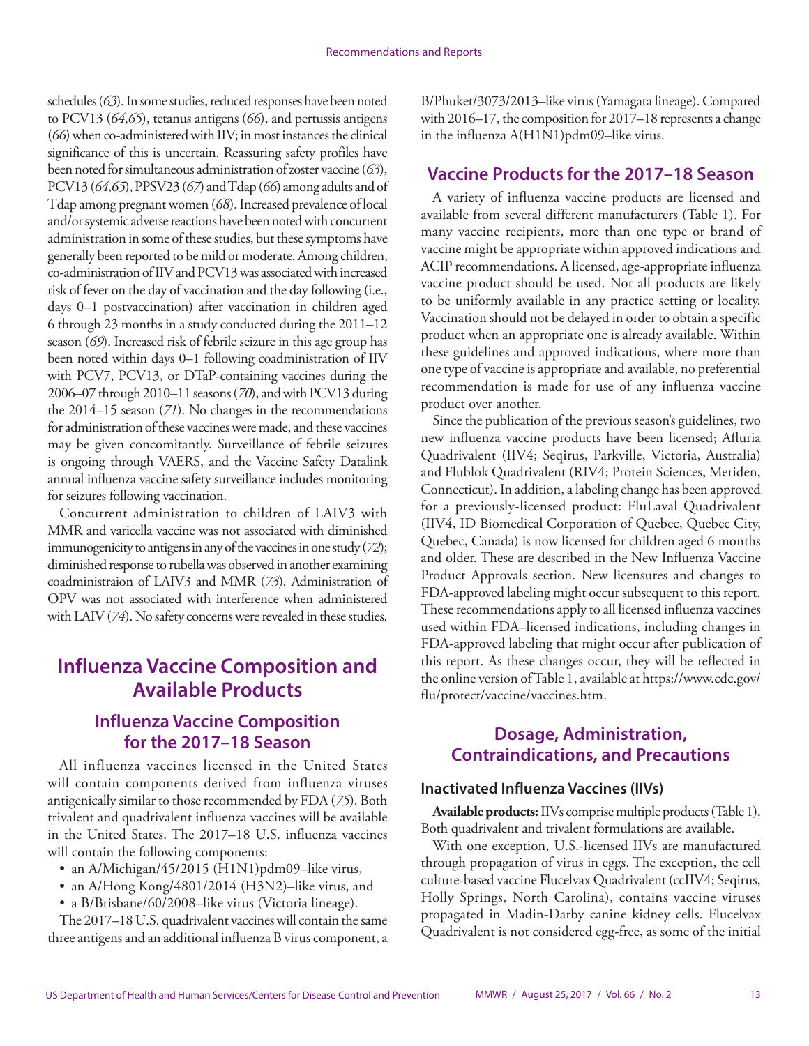schedules (*63*). In some studies, reduced responses have been noted to PCV13 (*64*,*65*), tetanus antigens (*66*), and pertussis antigens (*66*) when co-administered with IIV; in most instances the clinical significance of this is uncertain. Reassuring safety profiles have been noted for simultaneous administration of zoster vaccine (*63*), PCV13 (*64*,*65*), PPSV23 (*67*) and Tdap (*66*) among adults and of Tdap among pregnant women (*68*). Increased prevalence of local and/or systemic adverse reactions have been noted with concurrent administration in some of these studies, but these symptoms have generally been reported to be mild or moderate. Among children, co-administration of IIV and PCV13 was associated with increased risk of fever on the day of vaccination and the day following (i.e., days 0–1 postvaccination) after vaccination in children aged 6 through 23 months in a study conducted during the 2011–12 season (*69*). Increased risk of febrile seizure in this age group has been noted within days 0–1 following coadministration of IIV with PCV7, PCV13, or DTaP-containing vaccines during the 2006–07 through 2010–11 seasons (*70*), and with PCV13 during the 2014–15 season (*71*). No changes in the recommendations for administration of these vaccines were made, and these vaccines may be given concomitantly. Surveillance of febrile seizures is ongoing through VAERS, and the Vaccine Safety Datalink annual influenza vaccine safety surveillance includes monitoring for seizures following vaccination.

Concurrent administration to children of LAIV3 with MMR and varicella vaccine was not associated with diminished immunogenicity to antigens in any of the vaccines in one study (*72*); diminished response to rubella was observed in another examining coadministraion of LAIV3 and MMR (*73*). Administration of OPV was not associated with interference when administered with LAIV (*74*). No safety concerns were revealed in these studies.

## Influenza Vaccine Composition and Available Products

### Influenza Vaccine Composition for the 2017–18 Season

All influenza vaccines licensed in the United States will contain components derived from influenza viruses antigenically similar to those recommended by FDA (*75*). Both trivalent and quadrivalent influenza vaccines will be available in the United States. The 2017–18 U.S. influenza vaccines will contain the following components:

- an A/Michigan/45/2015 (H1N1)pdm09–like virus,
- an A/Hong Kong/4801/2014 (H3N2)–like virus, and
- a B/Brisbane/60/2008–like virus (Victoria lineage).

The 2017–18 U.S. quadrivalent vaccines will contain the same three antigens and an additional influenza B virus component, a B/Phuket/3073/2013–like virus (Yamagata lineage). Compared with 2016–17, the composition for 2017–18 represents a change in the influenza A(H1N1)pdm09–like virus.

### Vaccine Products for the 2017–18 Season

A variety of influenza vaccine products are licensed and available from several different manufacturers (Table 1). For many vaccine recipients, more than one type or brand of vaccine might be appropriate within approved indications and ACIP recommendations. A licensed, age-appropriate influenza vaccine product should be used. Not all products are likely to be uniformly available in any practice setting or locality. Vaccination should not be delayed in order to obtain a specific product when an appropriate one is already available. Within these guidelines and approved indications, where more than one type of vaccine is appropriate and available, no preferential recommendation is made for use of any influenza vaccine product over another.

Since the publication of the previous season's guidelines, two new influenza vaccine products have been licensed; Afluria Quadrivalent (IIV4; Seqirus, Parkville, Victoria, Australia) and Flublok Quadrivalent (RIV4; Protein Sciences, Meriden, Connecticut). In addition, a labeling change has been approved for a previously-licensed product: FluLaval Quadrivalent (IIV4, ID Biomedical Corporation of Quebec, Quebec City, Quebec, Canada) is now licensed for children aged 6 months and older. These are described in the New Influenza Vaccine Product Approvals section. New licensures and changes to FDA-approved labeling might occur subsequent to this report. These recommendations apply to all licensed influenza vaccines used within FDA–licensed indications, including changes in FDA-approved labeling that might occur after publication of this report. As these changes occur, they will be reflected in the online version of Table 1, available at https://www.cdc.gov/flu/protect/vaccine/vaccines.htm.

## Dosage, Administration, Contraindications, and Precautions

### Inactivated Influenza Vaccines (IIVs)

**Available products:** IIVs comprise multiple products (Table 1). Both quadrivalent and trivalent formulations are available.

With one exception, U.S.-licensed IIVs are manufactured through propagation of virus in eggs. The exception, the cell culture-based vaccine Flucelvax Quadrivalent (ccIIV4; Seqirus, Holly Springs, North Carolina), contains vaccine viruses propagated in Madin-Darby canine kidney cells. Flucelvax Quadrivalent is not considered egg-free, as some of the initial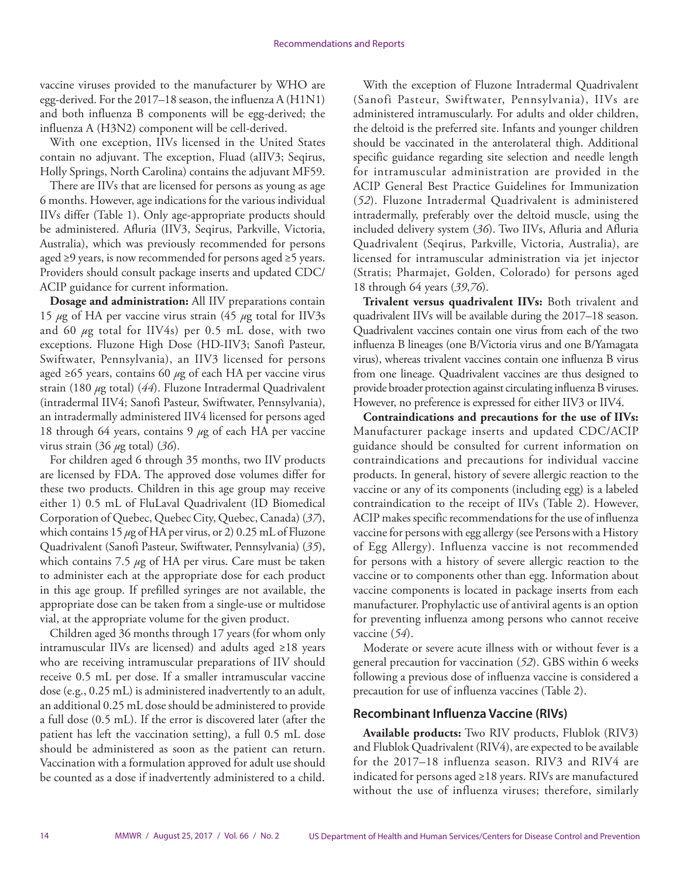vaccine viruses provided to the manufacturer by WHO are egg-derived. For the 2017–18 season, the influenza A (H1N1) and both influenza B components will be egg-derived; the influenza A (H3N2) component will be cell-derived.

With one exception, IIVs licensed in the United States contain no adjuvant. The exception, Fluad (aIIV3; Seqirus, Holly Springs, North Carolina) contains the adjuvant MF59.

There are IIVs that are licensed for persons as young as age 6 months. However, age indications for the various individual IIVs differ (Table 1). Only age-appropriate products should be administered. Afluria (IIV3, Seqirus, Parkville, Victoria, Australia), which was previously recommended for persons aged ≥9 years, is now recommended for persons aged ≥5 years. Providers should consult package inserts and updated CDC/ACIP guidance for current information.

**Dosage and administration:** All IIV preparations contain 15 $\mu$g of HA per vaccine virus strain (45 $\mu$g total for IIV3s and 60 $\mu$g total for IIV4s) per 0.5 mL dose, with two exceptions. Fluzone High Dose (HD-IIV3; Sanofi Pasteur, Swiftwater, Pennsylvania), an IIV3 licensed for persons aged ≥65 years, contains 60 $\mu$g of each HA per vaccine virus strain (180 $\mu$g total) (*44*). Fluzone Intradermal Quadrivalent (intradermal IIV4; Sanofi Pasteur, Swiftwater, Pennsylvania), an intradermally administered IIV4 licensed for persons aged 18 through 64 years, contains 9 $\mu$g of each HA per vaccine virus strain (36 $\mu$g total) (*36*).

For children aged 6 through 35 months, two IIV products are licensed by FDA. The approved dose volumes differ for these two products. Children in this age group may receive either 1) 0.5 mL of FluLaval Quadrivalent (ID Biomedical Corporation of Quebec, Quebec City, Quebec, Canada) (*37*), which contains 15 $\mu$g of HA per virus, or 2) 0.25 mL of Fluzone Quadrivalent (Sanofi Pasteur, Swiftwater, Pennsylvania) (*35*), which contains 7.5 $\mu$g of HA per virus. Care must be taken to administer each at the appropriate dose for each product in this age group. If prefilled syringes are not available, the appropriate dose can be taken from a single-use or multidose vial, at the appropriate volume for the given product.

Children aged 36 months through 17 years (for whom only intramuscular IIVs are licensed) and adults aged ≥18 years who are receiving intramuscular preparations of IIV should receive 0.5 mL per dose. If a smaller intramuscular vaccine dose (e.g., 0.25 mL) is administered inadvertently to an adult, an additional 0.25 mL dose should be administered to provide a full dose (0.5 mL). If the error is discovered later (after the patient has left the vaccination setting), a full 0.5 mL dose should be administered as soon as the patient can return. Vaccination with a formulation approved for adult use should be counted as a dose if inadvertently administered to a child.

With the exception of Fluzone Intradermal Quadrivalent (Sanofi Pasteur, Swiftwater, Pennsylvania), IIVs are administered intramuscularly. For adults and older children, the deltoid is the preferred site. Infants and younger children should be vaccinated in the anterolateral thigh. Additional specific guidance regarding site selection and needle length for intramuscular administration are provided in the ACIP General Best Practice Guidelines for Immunization (*52*). Fluzone Intradermal Quadrivalent is administered intradermally, preferably over the deltoid muscle, using the included delivery system (*36*). Two IIVs, Afluria and Afluria Quadrivalent (Seqirus, Parkville, Victoria, Australia), are licensed for intramuscular administration via jet injector (Stratis; Pharmajet, Golden, Colorado) for persons aged 18 through 64 years (*39*,*76*).

**Trivalent versus quadrivalent IIVs:** Both trivalent and quadrivalent IIVs will be available during the 2017–18 season. Quadrivalent vaccines contain one virus from each of the two influenza B lineages (one B/Victoria virus and one B/Yamagata virus), whereas trivalent vaccines contain one influenza B virus from one lineage. Quadrivalent vaccines are thus designed to provide broader protection against circulating influenza B viruses. However, no preference is expressed for either IIV3 or IIV4.

**Contraindications and precautions for the use of IIVs:** Manufacturer package inserts and updated CDC/ACIP guidance should be consulted for current information on contraindications and precautions for individual vaccine products. In general, history of severe allergic reaction to the vaccine or any of its components (including egg) is a labeled contraindication to the receipt of IIVs (Table 2). However, ACIP makes specific recommendations for the use of influenza vaccine for persons with egg allergy (see Persons with a History of Egg Allergy). Influenza vaccine is not recommended for persons with a history of severe allergic reaction to the vaccine or to components other than egg. Information about vaccine components is located in package inserts from each manufacturer. Prophylactic use of antiviral agents is an option for preventing influenza among persons who cannot receive vaccine (*54*).

Moderate or severe acute illness with or without fever is a general precaution for vaccination (*52*). GBS within 6 weeks following a previous dose of influenza vaccine is considered a precaution for use of influenza vaccines (Table 2).

### Recombinant Influenza Vaccine (RIVs)

**Available products:** Two RIV products, Flublok (RIV3) and Flublok Quadrivalent (RIV4), are expected to be available for the 2017–18 influenza season. RIV3 and RIV4 are indicated for persons aged ≥18 years. RIVs are manufactured without the use of influenza viruses; therefore, similarly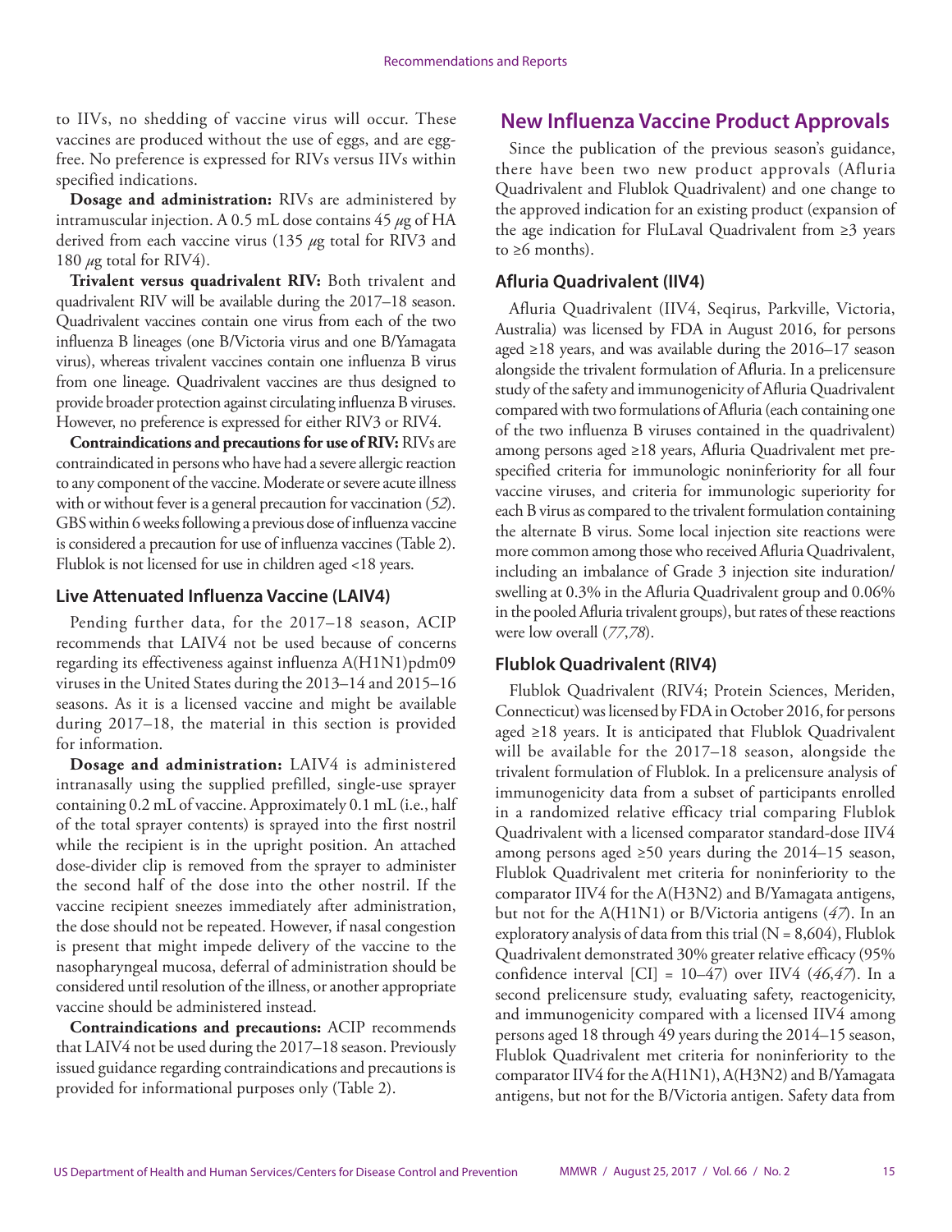to IIVs, no shedding of vaccine virus will occur. These vaccines are produced without the use of eggs, and are egg-free. No preference is expressed for RIVs versus IIVs within specified indications.

**Dosage and administration:** RIVs are administered by intramuscular injection. A 0.5 mL dose contains 45 $\mu$g of HA derived from each vaccine virus (135 $\mu$g total for RIV3 and 180 $\mu$g total for RIV4).

**Trivalent versus quadrivalent RIV:** Both trivalent and quadrivalent RIV will be available during the 2017–18 season. Quadrivalent vaccines contain one virus from each of the two influenza B lineages (one B/Victoria virus and one B/Yamagata virus), whereas trivalent vaccines contain one influenza B virus from one lineage. Quadrivalent vaccines are thus designed to provide broader protection against circulating influenza B viruses. However, no preference is expressed for either RIV3 or RIV4.

**Contraindications and precautions for use of RIV:** RIVs are contraindicated in persons who have had a severe allergic reaction to any component of the vaccine. Moderate or severe acute illness with or without fever is a general precaution for vaccination (*52*). GBS within 6 weeks following a previous dose of influenza vaccine is considered a precaution for use of influenza vaccines (Table 2). Flublok is not licensed for use in children aged <18 years.

### Live Attenuated Influenza Vaccine (LAIV4)

Pending further data, for the 2017–18 season, ACIP recommends that LAIV4 not be used because of concerns regarding its effectiveness against influenza A(H1N1)pdm09 viruses in the United States during the 2013–14 and 2015–16 seasons. As it is a licensed vaccine and might be available during 2017–18, the material in this section is provided for information.

**Dosage and administration:** LAIV4 is administered intranasally using the supplied prefilled, single-use sprayer containing 0.2 mL of vaccine. Approximately 0.1 mL (i.e., half of the total sprayer contents) is sprayed into the first nostril while the recipient is in the upright position. An attached dose-divider clip is removed from the sprayer to administer the second half of the dose into the other nostril. If the vaccine recipient sneezes immediately after administration, the dose should not be repeated. However, if nasal congestion is present that might impede delivery of the vaccine to the nasopharyngeal mucosa, deferral of administration should be considered until resolution of the illness, or another appropriate vaccine should be administered instead.

**Contraindications and precautions:** ACIP recommends that LAIV4 not be used during the 2017–18 season. Previously issued guidance regarding contraindications and precautions is provided for informational purposes only (Table 2).

## New Influenza Vaccine Product Approvals

Since the publication of the previous season's guidance, there have been two new product approvals (Afluria Quadrivalent and Flublok Quadrivalent) and one change to the approved indication for an existing product (expansion of the age indication for FluLaval Quadrivalent from ≥3 years to ≥6 months).

### Afluria Quadrivalent (IIV4)

Afluria Quadrivalent (IIV4, Seqirus, Parkville, Victoria, Australia) was licensed by FDA in August 2016, for persons aged ≥18 years, and was available during the 2016–17 season alongside the trivalent formulation of Afluria. In a prelicensure study of the safety and immunogenicity of Afluria Quadrivalent compared with two formulations of Afluria (each containing one of the two influenza B viruses contained in the quadrivalent) among persons aged ≥18 years, Afluria Quadrivalent met pre-specified criteria for immunologic noninferiority for all four vaccine viruses, and criteria for immunologic superiority for each B virus as compared to the trivalent formulation containing the alternate B virus. Some local injection site reactions were more common among those who received Afluria Quadrivalent, including an imbalance of Grade 3 injection site induration/swelling at 0.3% in the Afluria Quadrivalent group and 0.06% in the pooled Afluria trivalent groups), but rates of these reactions were low overall (*77*,*78*).

### Flublok Quadrivalent (RIV4)

Flublok Quadrivalent (RIV4; Protein Sciences, Meriden, Connecticut) was licensed by FDA in October 2016, for persons aged ≥18 years. It is anticipated that Flublok Quadrivalent will be available for the 2017–18 season, alongside the trivalent formulation of Flublok. In a prelicensure analysis of immunogenicity data from a subset of participants enrolled in a randomized relative efficacy trial comparing Flublok Quadrivalent with a licensed comparator standard-dose IIV4 among persons aged ≥50 years during the 2014–15 season, Flublok Quadrivalent met criteria for noninferiority to the comparator IIV4 for the A(H3N2) and B/Yamagata antigens, but not for the A(H1N1) or B/Victoria antigens (*47*). In an exploratory analysis of data from this trial (N = 8,604), Flublok Quadrivalent demonstrated 30% greater relative efficacy (95% confidence interval [CI] = 10–47) over IIV4 (*46*,*47*). In a second prelicensure study, evaluating safety, reactogenicity, and immunogenicity compared with a licensed IIV4 among persons aged 18 through 49 years during the 2014–15 season, Flublok Quadrivalent met criteria for noninferiority to the comparator IIV4 for the A(H1N1), A(H3N2) and B/Yamagata antigens, but not for the B/Victoria antigen. Safety data from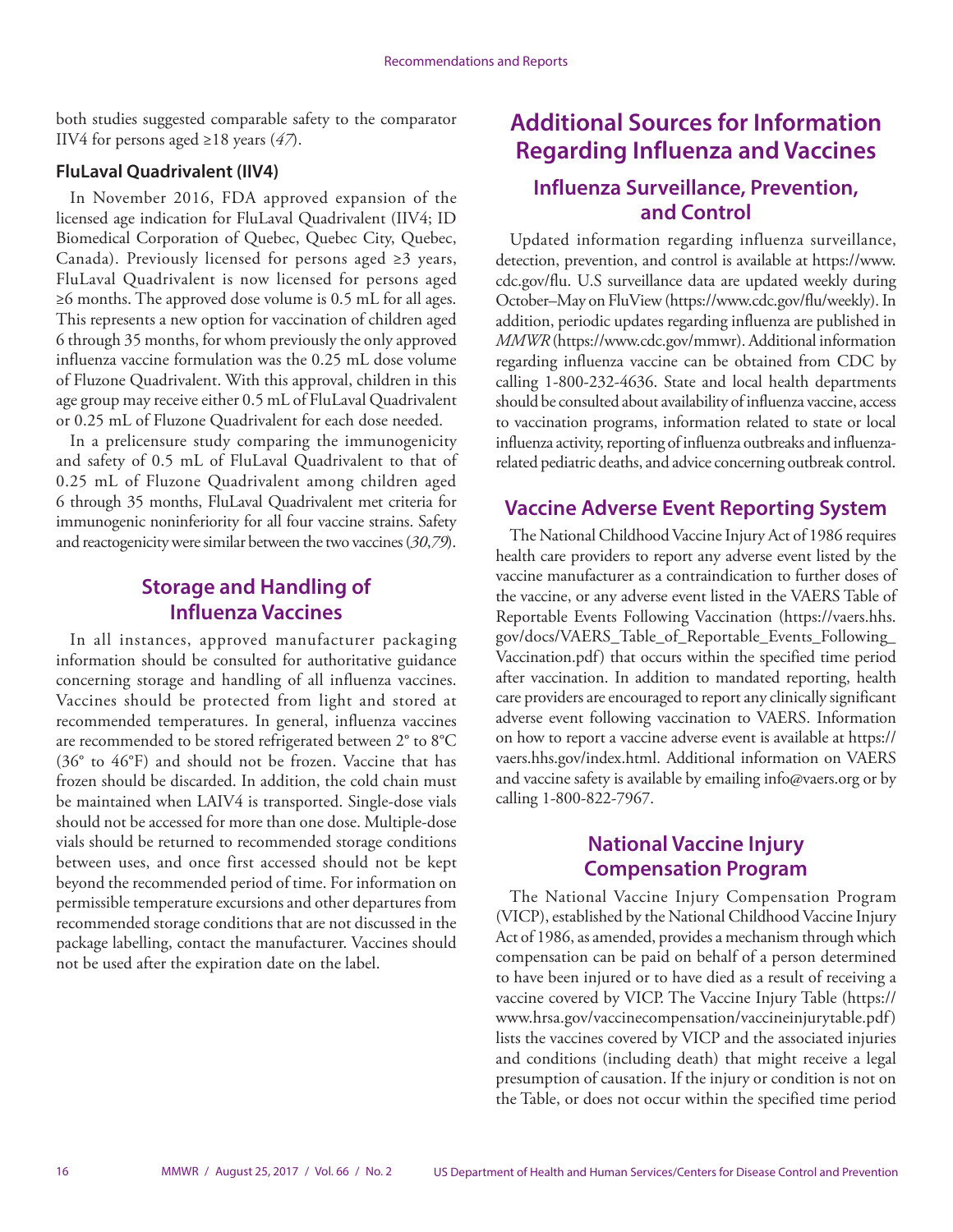both studies suggested comparable safety to the comparator IIV4 for persons aged ≥18 years (*47*).

### FluLaval Quadrivalent (IIV4)

In November 2016, FDA approved expansion of the licensed age indication for FluLaval Quadrivalent (IIV4; ID Biomedical Corporation of Quebec, Quebec City, Quebec, Canada). Previously licensed for persons aged ≥3 years, FluLaval Quadrivalent is now licensed for persons aged ≥6 months. The approved dose volume is 0.5 mL for all ages. This represents a new option for vaccination of children aged 6 through 35 months, for whom previously the only approved influenza vaccine formulation was the 0.25 mL dose volume of Fluzone Quadrivalent. With this approval, children in this age group may receive either 0.5 mL of FluLaval Quadrivalent or 0.25 mL of Fluzone Quadrivalent for each dose needed.

In a prelicensure study comparing the immunogenicity and safety of 0.5 mL of FluLaval Quadrivalent to that of 0.25 mL of Fluzone Quadrivalent among children aged 6 through 35 months, FluLaval Quadrivalent met criteria for immunogenic noninferiority for all four vaccine strains. Safety and reactogenicity were similar between the two vaccines (*30*,*79*).

## Storage and Handling of Influenza Vaccines

In all instances, approved manufacturer packaging information should be consulted for authoritative guidance concerning storage and handling of all influenza vaccines. Vaccines should be protected from light and stored at recommended temperatures. In general, influenza vaccines are recommended to be stored refrigerated between 2° to 8°C (36° to 46°F) and should not be frozen. Vaccine that has frozen should be discarded. In addition, the cold chain must be maintained when LAIV4 is transported. Single-dose vials should not be accessed for more than one dose. Multiple-dose vials should be returned to recommended storage conditions between uses, and once first accessed should not be kept beyond the recommended period of time. For information on permissible temperature excursions and other departures from recommended storage conditions that are not discussed in the package labelling, contact the manufacturer. Vaccines should not be used after the expiration date on the label.

# Additional Sources for Information Regarding Influenza and Vaccines

## Influenza Surveillance, Prevention, and Control

Updated information regarding influenza surveillance, detection, prevention, and control is available at https://www.cdc.gov/flu. U.S surveillance data are updated weekly during October–May on FluView (https://www.cdc.gov/flu/weekly). In addition, periodic updates regarding influenza are published in *MMWR* (https://www.cdc.gov/mmwr). Additional information regarding influenza vaccine can be obtained from CDC by calling 1-800-232-4636. State and local health departments should be consulted about availability of influenza vaccine, access to vaccination programs, information related to state or local influenza activity, reporting of influenza outbreaks and influenza-related pediatric deaths, and advice concerning outbreak control.

## Vaccine Adverse Event Reporting System

The National Childhood Vaccine Injury Act of 1986 requires health care providers to report any adverse event listed by the vaccine manufacturer as a contraindication to further doses of the vaccine, or any adverse event listed in the VAERS Table of Reportable Events Following Vaccination (https://vaers.hhs.gov/docs/VAERS_Table_of_Reportable_Events_Following_Vaccination.pdf) that occurs within the specified time period after vaccination. In addition to mandated reporting, health care providers are encouraged to report any clinically significant adverse event following vaccination to VAERS. Information on how to report a vaccine adverse event is available at https://vaers.hhs.gov/index.html. Additional information on VAERS and vaccine safety is available by emailing info@vaers.org or by calling 1-800-822-7967.

## National Vaccine Injury Compensation Program

The National Vaccine Injury Compensation Program (VICP), established by the National Childhood Vaccine Injury Act of 1986, as amended, provides a mechanism through which compensation can be paid on behalf of a person determined to have been injured or to have died as a result of receiving a vaccine covered by VICP. The Vaccine Injury Table (https://www.hrsa.gov/vaccinecompensation/vaccineinjurytable.pdf) lists the vaccines covered by VICP and the associated injuries and conditions (including death) that might receive a legal presumption of causation. If the injury or condition is not on the Table, or does not occur within the specified time period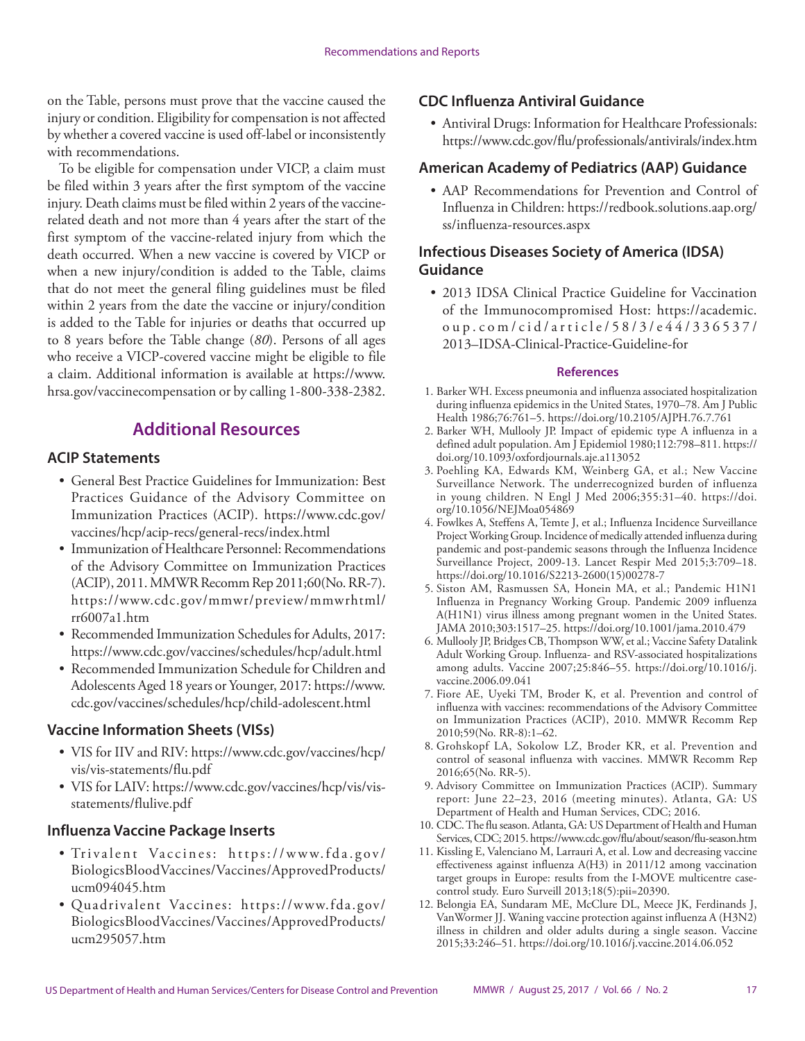on the Table, persons must prove that the vaccine caused the injury or condition. Eligibility for compensation is not affected by whether a covered vaccine is used off-label or inconsistently with recommendations.

To be eligible for compensation under VICP, a claim must be filed within 3 years after the first symptom of the vaccine injury. Death claims must be filed within 2 years of the vaccine-related death and not more than 4 years after the start of the first symptom of the vaccine-related injury from which the death occurred. When a new vaccine is covered by VICP or when a new injury/condition is added to the Table, claims that do not meet the general filing guidelines must be filed within 2 years from the date the vaccine or injury/condition is added to the Table for injuries or deaths that occurred up to 8 years before the Table change (*80*). Persons of all ages who receive a VICP-covered vaccine might be eligible to file a claim. Additional information is available at https://www.hrsa.gov/vaccinecompensation or by calling 1-800-338-2382.

## Additional Resources

### ACIP Statements

- General Best Practice Guidelines for Immunization: Best Practices Guidance of the Advisory Committee on Immunization Practices (ACIP). https://www.cdc.gov/vaccines/hcp/acip-recs/general-recs/index.html
- Immunization of Healthcare Personnel: Recommendations of the Advisory Committee on Immunization Practices (ACIP), 2011. MMWR Recomm Rep 2011;60(No. RR-7). https://www.cdc.gov/mmwr/preview/mmwrhtml/rr6007a1.htm
- Recommended Immunization Schedules for Adults, 2017: https://www.cdc.gov/vaccines/schedules/hcp/adult.html
- Recommended Immunization Schedule for Children and Adolescents Aged 18 years or Younger, 2017: https://www.cdc.gov/vaccines/schedules/hcp/child-adolescent.html

### Vaccine Information Sheets (VISs)

- VIS for IIV and RIV: https://www.cdc.gov/vaccines/hcp/vis/vis-statements/flu.pdf
- VIS for LAIV: https://www.cdc.gov/vaccines/hcp/vis/vis-statements/flulive.pdf

### Influenza Vaccine Package Inserts

- Trivalent Vaccines: https://www.fda.gov/BiologicsBloodVaccines/Vaccines/ApprovedProducts/ucm094045.htm
- Quadrivalent Vaccines: https://www.fda.gov/BiologicsBloodVaccines/Vaccines/ApprovedProducts/ucm295057.htm

### CDC Influenza Antiviral Guidance

- Antiviral Drugs: Information for Healthcare Professionals: https://www.cdc.gov/flu/professionals/antivirals/index.htm

### American Academy of Pediatrics (AAP) Guidance

- AAP Recommendations for Prevention and Control of Influenza in Children: https://redbook.solutions.aap.org/ss/influenza-resources.aspx

### Infectious Diseases Society of America (IDSA) Guidance

- 2013 IDSA Clinical Practice Guideline for Vaccination of the Immunocompromised Host: https://academic.oup.com/cid/article/58/3/e44/336537/2013–IDSA-Clinical-Practice-Guideline-for

## References

1. Barker WH. Excess pneumonia and influenza associated hospitalization during influenza epidemics in the United States, 1970–78. Am J Public Health 1986;76:761–5. https://doi.org/10.2105/AJPH.76.7.761
2. Barker WH, Mullooly JP. Impact of epidemic type A influenza in a defined adult population. Am J Epidemiol 1980;112:798–811. https://doi.org/10.1093/oxfordjournals.aje.a113052
3. Poehling KA, Edwards KM, Weinberg GA, et al.; New Vaccine Surveillance Network. The underrecognized burden of influenza in young children. N Engl J Med 2006;355:31–40. https://doi.org/10.1056/NEJMoa054869
4. Fowlkes A, Steffens A, Temte J, et al.; Influenza Incidence Surveillance Project Working Group. Incidence of medically attended influenza during pandemic and post-pandemic seasons through the Influenza Incidence Surveillance Project, 2009-13. Lancet Respir Med 2015;3:709–18. https://doi.org/10.1016/S2213-2600(15)00278-7
5. Siston AM, Rasmussen SA, Honein MA, et al.; Pandemic H1N1 Influenza in Pregnancy Working Group. Pandemic 2009 influenza A(H1N1) virus illness among pregnant women in the United States. JAMA 2010;303:1517–25. https://doi.org/10.1001/jama.2010.479
6. Mullooly JP, Bridges CB, Thompson WW, et al.; Vaccine Safety Datalink Adult Working Group. Influenza- and RSV-associated hospitalizations among adults. Vaccine 2007;25:846–55. https://doi.org/10.1016/j.vaccine.2006.09.041
7. Fiore AE, Uyeki TM, Broder K, et al. Prevention and control of influenza with vaccines: recommendations of the Advisory Committee on Immunization Practices (ACIP), 2010. MMWR Recomm Rep 2010;59(No. RR-8):1–62.
8. Grohskopf LA, Sokolow LZ, Broder KR, et al. Prevention and control of seasonal influenza with vaccines. MMWR Recomm Rep 2016;65(No. RR-5).
9. Advisory Committee on Immunization Practices (ACIP). Summary report: June 22–23, 2016 (meeting minutes). Atlanta, GA: US Department of Health and Human Services, CDC; 2016.
10. CDC. The flu season. Atlanta, GA: US Department of Health and Human Services, CDC; 2015. https://www.cdc.gov/flu/about/season/flu-season.htm
11. Kissling E, Valenciano M, Larrauri A, et al. Low and decreasing vaccine effectiveness against influenza A(H3) in 2011/12 among vaccination target groups in Europe: results from the I-MOVE multicentre case-control study. Euro Surveill 2013;18(5):pii=20390.
12. Belongia EA, Sundaram ME, McClure DL, Meece JK, Ferdinands J, VanWormer JJ. Waning vaccine protection against influenza A (H3N2) illness in children and older adults during a single season. Vaccine 2015;33:246–51. https://doi.org/10.1016/j.vaccine.2014.06.052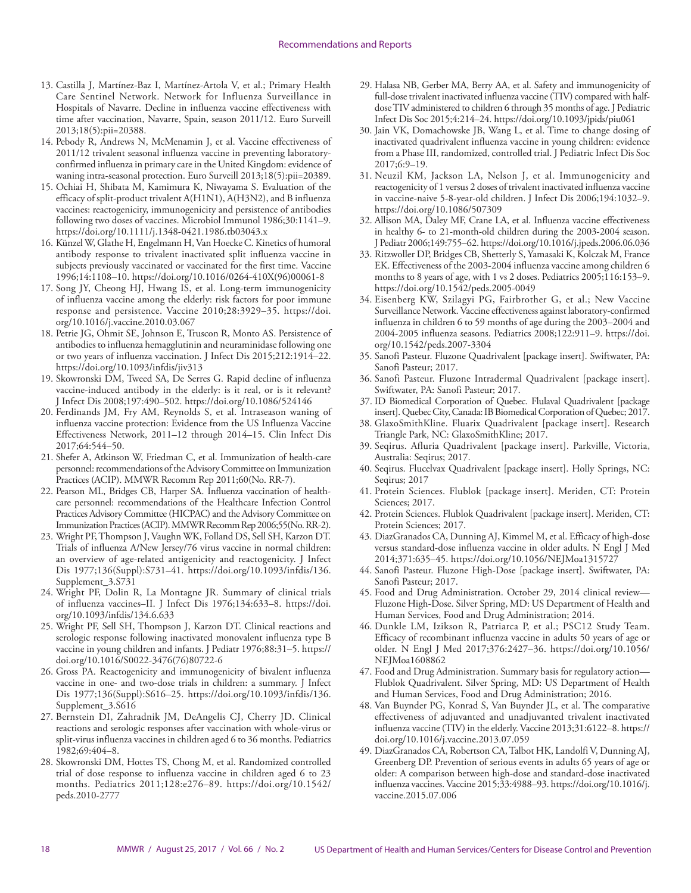13. Castilla J, Martínez-Baz I, Martínez-Artola V, et al.; Primary Health Care Sentinel Network. Network for Influenza Surveillance in Hospitals of Navarre. Decline in influenza vaccine effectiveness with time after vaccination, Navarre, Spain, season 2011/12. Euro Surveill 2013;18(5):pii=20388.
14. Pebody R, Andrews N, McMenamin J, et al. Vaccine effectiveness of 2011/12 trivalent seasonal influenza vaccine in preventing laboratory-confirmed influenza in primary care in the United Kingdom: evidence of waning intra-seasonal protection. Euro Surveill 2013;18(5):pii=20389.
15. Ochiai H, Shibata M, Kamimura K, Niwayama S. Evaluation of the efficacy of split-product trivalent A(H1N1), A(H3N2), and B influenza vaccines: reactogenicity, immunogenicity and persistence of antibodies following two doses of vaccines. Microbiol Immunol 1986;30:1141–9. https://doi.org/10.1111/j.1348-0421.1986.tb03043.x
16. Künzel W, Glathe H, Engelmann H, Van Hoecke C. Kinetics of humoral antibody response to trivalent inactivated split influenza vaccine in subjects previously vaccinated or vaccinated for the first time. Vaccine 1996;14:1108–10. https://doi.org/10.1016/0264-410X(96)00061-8
17. Song JY, Cheong HJ, Hwang IS, et al. Long-term immunogenicity of influenza vaccine among the elderly: risk factors for poor immune response and persistence. Vaccine 2010;28:3929–35. https://doi.org/10.1016/j.vaccine.2010.03.067
18. Petrie JG, Ohmit SE, Johnson E, Truscon R, Monto AS. Persistence of antibodies to influenza hemagglutinin and neuraminidase following one or two years of influenza vaccination. J Infect Dis 2015;212:1914–22. https://doi.org/10.1093/infdis/jiv313
19. Skowronski DM, Tweed SA, De Serres G. Rapid decline of influenza vaccine-induced antibody in the elderly: is it real, or is it relevant? J Infect Dis 2008;197:490–502. https://doi.org/10.1086/524146
20. Ferdinands JM, Fry AM, Reynolds S, et al. Intraseason waning of influenza vaccine protection: Evidence from the US Influenza Vaccine Effectiveness Network, 2011–12 through 2014–15. Clin Infect Dis 2017;64:544–50.
21. Shefer A, Atkinson W, Friedman C, et al. Immunization of health-care personnel: recommendations of the Advisory Committee on Immunization Practices (ACIP). MMWR Recomm Rep 2011;60(No. RR-7).
22. Pearson ML, Bridges CB, Harper SA. Influenza vaccination of health-care personnel: recommendations of the Healthcare Infection Control Practices Advisory Committee (HICPAC) and the Advisory Committee on Immunization Practices (ACIP). MMWR Recomm Rep 2006;55(No. RR-2).
23. Wright PF, Thompson J, Vaughn WK, Folland DS, Sell SH, Karzon DT. Trials of influenza A/New Jersey/76 virus vaccine in normal children: an overview of age-related antigenicity and reactogenicity. J Infect Dis 1977;136(Suppl):S731–41. https://doi.org/10.1093/infdis/136.Supplement_3.S731
24. Wright PF, Dolin R, La Montagne JR. Summary of clinical trials of influenza vaccines–II. J Infect Dis 1976;134:633–8. https://doi.org/10.1093/infdis/134.6.633
25. Wright PF, Sell SH, Thompson J, Karzon DT. Clinical reactions and serologic response following inactivated monovalent influenza type B vaccine in young children and infants. J Pediatr 1976;88:31–5. https://doi.org/10.1016/S0022-3476(76)80722-6
26. Gross PA. Reactogenicity and immunogenicity of bivalent influenza vaccine in one- and two-dose trials in children: a summary. J Infect Dis 1977;136(Suppl):S616–25. https://doi.org/10.1093/infdis/136.Supplement_3.S616
27. Bernstein DI, Zahradnik JM, DeAngelis CJ, Cherry JD. Clinical reactions and serologic responses after vaccination with whole-virus or split-virus influenza vaccines in children aged 6 to 36 months. Pediatrics 1982;69:404–8.
28. Skowronski DM, Hottes TS, Chong M, et al. Randomized controlled trial of dose response to influenza vaccine in children aged 6 to 23 months. Pediatrics 2011;128:e276–89. https://doi.org/10.1542/peds.2010-2777
29. Halasa NB, Gerber MA, Berry AA, et al. Safety and immunogenicity of full-dose trivalent inactivated influenza vaccine (TIV) compared with half-dose TIV administered to children 6 through 35 months of age. J Pediatric Infect Dis Soc 2015;4:214–24. https://doi.org/10.1093/jpids/piu061
30. Jain VK, Domachowske JB, Wang L, et al. Time to change dosing of inactivated quadrivalent influenza vaccine in young children: evidence from a Phase III, randomized, controlled trial. J Pediatric Infect Dis Soc 2017;6:9–19.
31. Neuzil KM, Jackson LA, Nelson J, et al. Immunogenicity and reactogenicity of 1 versus 2 doses of trivalent inactivated influenza vaccine in vaccine-naive 5-8-year-old children. J Infect Dis 2006;194:1032–9. https://doi.org/10.1086/507309
32. Allison MA, Daley MF, Crane LA, et al. Influenza vaccine effectiveness in healthy 6- to 21-month-old children during the 2003-2004 season. J Pediatr 2006;149:755–62. https://doi.org/10.1016/j.jpeds.2006.06.036
33. Ritzwoller DP, Bridges CB, Shetterly S, Yamasaki K, Kolczak M, France EK. Effectiveness of the 2003-2004 influenza vaccine among children 6 months to 8 years of age, with 1 vs 2 doses. Pediatrics 2005;116:153–9. https://doi.org/10.1542/peds.2005-0049
34. Eisenberg KW, Szilagyi PG, Fairbrother G, et al.; New Vaccine Surveillance Network. Vaccine effectiveness against laboratory-confirmed influenza in children 6 to 59 months of age during the 2003–2004 and 2004-2005 influenza seasons. Pediatrics 2008;122:911–9. https://doi.org/10.1542/peds.2007-3304
35. Sanofi Pasteur. Fluzone Quadrivalent [package insert]. Swiftwater, PA: Sanofi Pasteur; 2017.
36. Sanofi Pasteur. Fluzone Intradermal Quadrivalent [package insert]. Swiftwater, PA: Sanofi Pasteur; 2017.
37. ID Biomedical Corporation of Quebec. Flulaval Quadrivalent [package insert]. Quebec City, Canada: IB Biomedical Corporation of Quebec; 2017.
38. GlaxoSmithKline. Fluarix Quadrivalent [package insert]. Research Triangle Park, NC: GlaxoSmithKline; 2017.
39. Seqirus. Afluria Quadrivalent [package insert]. Parkville, Victoria, Australia: Seqirus; 2017.
40. Seqirus. Flucelvax Quadrivalent [package insert]. Holly Springs, NC: Seqirus; 2017
41. Protein Sciences. Flublok [package insert]. Meriden, CT: Protein Sciences; 2017.
42. Protein Sciences. Flublok Quadrivalent [package insert]. Meriden, CT: Protein Sciences; 2017.
43. DiazGranados CA, Dunning AJ, Kimmel M, et al. Efficacy of high-dose versus standard-dose influenza vaccine in older adults. N Engl J Med 2014;371:635–45. https://doi.org/10.1056/NEJMoa1315727
44. Sanofi Pasteur. Fluzone High-Dose [package insert]. Swiftwater, PA: Sanofi Pasteur; 2017.
45. Food and Drug Administration. October 29, 2014 clinical review—Fluzone High-Dose. Silver Spring, MD: US Department of Health and Human Services, Food and Drug Administration; 2014.
46. Dunkle LM, Izikson R, Patriarca P, et al.; PSC12 Study Team. Efficacy of recombinant influenza vaccine in adults 50 years of age or older. N Engl J Med 2017;376:2427–36. https://doi.org/10.1056/NEJMoa1608862
47. Food and Drug Administration. Summary basis for regulatory action—Flublok Quadrivalent. Silver Spring, MD: US Department of Health and Human Services, Food and Drug Administration; 2016.
48. Van Buynder PG, Konrad S, Van Buynder JL, et al. The comparative effectiveness of adjuvanted and unadjuvanted trivalent inactivated influenza vaccine (TIV) in the elderly. Vaccine 2013;31:6122–8. https://doi.org/10.1016/j.vaccine.2013.07.059
49. DiazGranados CA, Robertson CA, Talbot HK, Landolfi V, Dunning AJ, Greenberg DP. Prevention of serious events in adults 65 years of age or older: A comparison between high-dose and standard-dose inactivated influenza vaccines. Vaccine 2015;33:4988–93. https://doi.org/10.1016/j.vaccine.2015.07.006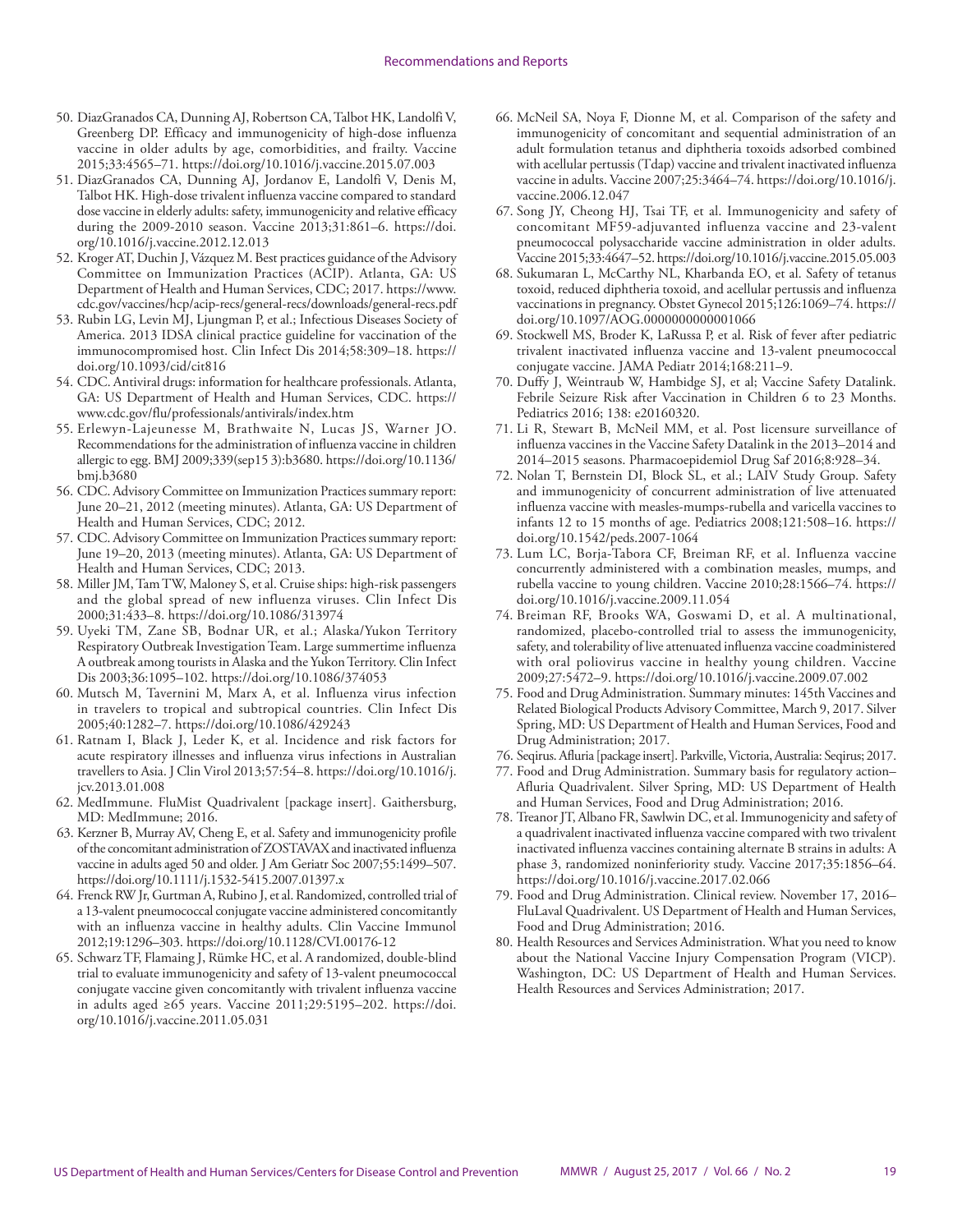50. DiazGranados CA, Dunning AJ, Robertson CA, Talbot HK, Landolfi V, Greenberg DP. Efficacy and immunogenicity of high-dose influenza vaccine in older adults by age, comorbidities, and frailty. Vaccine 2015;33:4565–71. https://doi.org/10.1016/j.vaccine.2015.07.003
51. DiazGranados CA, Dunning AJ, Jordanov E, Landolfi V, Denis M, Talbot HK. High-dose trivalent influenza vaccine compared to standard dose vaccine in elderly adults: safety, immunogenicity and relative efficacy during the 2009-2010 season. Vaccine 2013;31:861–6. https://doi.org/10.1016/j.vaccine.2012.12.013
52. Kroger AT, Duchin J, Vázquez M. Best practices guidance of the Advisory Committee on Immunization Practices (ACIP). Atlanta, GA: US Department of Health and Human Services, CDC; 2017. https://www.cdc.gov/vaccines/hcp/acip-recs/general-recs/downloads/general-recs.pdf
53. Rubin LG, Levin MJ, Ljungman P, et al.; Infectious Diseases Society of America. 2013 IDSA clinical practice guideline for vaccination of the immunocompromised host. Clin Infect Dis 2014;58:309–18. https://doi.org/10.1093/cid/cit816
54. CDC. Antiviral drugs: information for healthcare professionals. Atlanta, GA: US Department of Health and Human Services, CDC. https://www.cdc.gov/flu/professionals/antivirals/index.htm
55. Erlewyn-Lajeunesse M, Brathwaite N, Lucas JS, Warner JO. Recommendations for the administration of influenza vaccine in children allergic to egg. BMJ 2009;339(sep15 3):b3680. https://doi.org/10.1136/bmj.b3680
56. CDC. Advisory Committee on Immunization Practices summary report: June 20–21, 2012 (meeting minutes). Atlanta, GA: US Department of Health and Human Services, CDC; 2012.
57. CDC. Advisory Committee on Immunization Practices summary report: June 19–20, 2013 (meeting minutes). Atlanta, GA: US Department of Health and Human Services, CDC; 2013.
58. Miller JM, Tam TW, Maloney S, et al. Cruise ships: high-risk passengers and the global spread of new influenza viruses. Clin Infect Dis 2000;31:433–8. https://doi.org/10.1086/313974
59. Uyeki TM, Zane SB, Bodnar UR, et al.; Alaska/Yukon Territory Respiratory Outbreak Investigation Team. Large summertime influenza A outbreak among tourists in Alaska and the Yukon Territory. Clin Infect Dis 2003;36:1095–102. https://doi.org/10.1086/374053
60. Mutsch M, Tavernini M, Marx A, et al. Influenza virus infection in travelers to tropical and subtropical countries. Clin Infect Dis 2005;40:1282–7. https://doi.org/10.1086/429243
61. Ratnam I, Black J, Leder K, et al. Incidence and risk factors for acute respiratory illnesses and influenza virus infections in Australian travellers to Asia. J Clin Virol 2013;57:54–8. https://doi.org/10.1016/j.jcv.2013.01.008
62. MedImmune. FluMist Quadrivalent [package insert]. Gaithersburg, MD: MedImmune; 2016.
63. Kerzner B, Murray AV, Cheng E, et al. Safety and immunogenicity profile of the concomitant administration of ZOSTAVAX and inactivated influenza vaccine in adults aged 50 and older. J Am Geriatr Soc 2007;55:1499–507. https://doi.org/10.1111/j.1532-5415.2007.01397.x
64. Frenck RW Jr, Gurtman A, Rubino J, et al. Randomized, controlled trial of a 13-valent pneumococcal conjugate vaccine administered concomitantly with an influenza vaccine in healthy adults. Clin Vaccine Immunol 2012;19:1296–303. https://doi.org/10.1128/CVI.00176-12
65. Schwarz TF, Flamaing J, Rümke HC, et al. A randomized, double-blind trial to evaluate immunogenicity and safety of 13-valent pneumococcal conjugate vaccine given concomitantly with trivalent influenza vaccine in adults aged ≥65 years. Vaccine 2011;29:5195–202. https://doi.org/10.1016/j.vaccine.2011.05.031
66. McNeil SA, Noya F, Dionne M, et al. Comparison of the safety and immunogenicity of concomitant and sequential administration of an adult formulation tetanus and diphtheria toxoids adsorbed combined with acellular pertussis (Tdap) vaccine and trivalent inactivated influenza vaccine in adults. Vaccine 2007;25:3464–74. https://doi.org/10.1016/j.vaccine.2006.12.047
67. Song JY, Cheong HJ, Tsai TF, et al. Immunogenicity and safety of concomitant MF59-adjuvanted influenza vaccine and 23-valent pneumococcal polysaccharide vaccine administration in older adults. Vaccine 2015;33:4647–52. https://doi.org/10.1016/j.vaccine.2015.05.003
68. Sukumaran L, McCarthy NL, Kharbanda EO, et al. Safety of tetanus toxoid, reduced diphtheria toxoid, and acellular pertussis and influenza vaccinations in pregnancy. Obstet Gynecol 2015;126:1069–74. https://doi.org/10.1097/AOG.0000000000001066
69. Stockwell MS, Broder K, LaRussa P, et al. Risk of fever after pediatric trivalent inactivated influenza vaccine and 13-valent pneumococcal conjugate vaccine. JAMA Pediatr 2014;168:211–9.
70. Duffy J, Weintraub W, Hambidge SJ, et al; Vaccine Safety Datalink. Febrile Seizure Risk after Vaccination in Children 6 to 23 Months. Pediatrics 2016; 138: e20160320.
71. Li R, Stewart B, McNeil MM, et al. Post licensure surveillance of influenza vaccines in the Vaccine Safety Datalink in the 2013–2014 and 2014–2015 seasons. Pharmacoepidemiol Drug Saf 2016;8:928–34.
72. Nolan T, Bernstein DI, Block SL, et al.; LAIV Study Group. Safety and immunogenicity of concurrent administration of live attenuated influenza vaccine with measles-mumps-rubella and varicella vaccines to infants 12 to 15 months of age. Pediatrics 2008;121:508–16. https://doi.org/10.1542/peds.2007-1064
73. Lum LC, Borja-Tabora CF, Breiman RF, et al. Influenza vaccine concurrently administered with a combination measles, mumps, and rubella vaccine to young children. Vaccine 2010;28:1566–74. https://doi.org/10.1016/j.vaccine.2009.11.054
74. Breiman RF, Brooks WA, Goswami D, et al. A multinational, randomized, placebo-controlled trial to assess the immunogenicity, safety, and tolerability of live attenuated influenza vaccine coadministered with oral poliovirus vaccine in healthy young children. Vaccine 2009;27:5472–9. https://doi.org/10.1016/j.vaccine.2009.07.002
75. Food and Drug Administration. Summary minutes: 145th Vaccines and Related Biological Products Advisory Committee, March 9, 2017. Silver Spring, MD: US Department of Health and Human Services, Food and Drug Administration; 2017.
76. Seqirus. Afluria [package insert]. Parkville, Victoria, Australia: Seqirus; 2017.
77. Food and Drug Administration. Summary basis for regulatory action–Afluria Quadrivalent. Silver Spring, MD: US Department of Health and Human Services, Food and Drug Administration; 2016.
78. Treanor JT, Albano FR, Sawlwin DC, et al. Immunogenicity and safety of a quadrivalent inactivated influenza vaccine compared with two trivalent inactivated influenza vaccines containing alternate B strains in adults: A phase 3, randomized noninferiority study. Vaccine 2017;35:1856–64. https://doi.org/10.1016/j.vaccine.2017.02.066
79. Food and Drug Administration. Clinical review. November 17, 2016–FluLaval Quadrivalent. US Department of Health and Human Services, Food and Drug Administration; 2016.
80. Health Resources and Services Administration. What you need to know about the National Vaccine Injury Compensation Program (VICP). Washington, DC: US Department of Health and Human Services. Health Resources and Services Administration; 2017.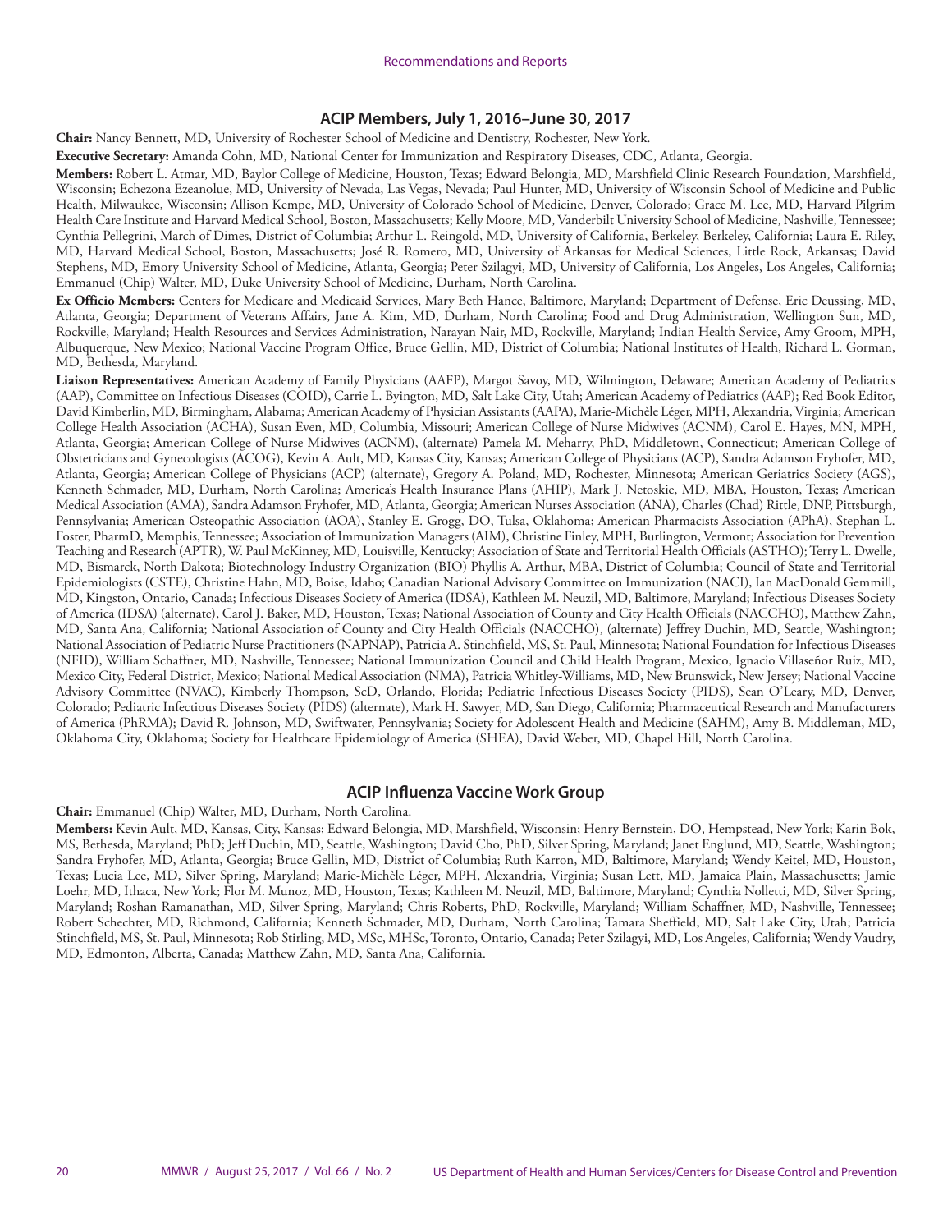## ACIP Members, July 1, 2016–June 30, 2017

**Chair:** Nancy Bennett, MD, University of Rochester School of Medicine and Dentistry, Rochester, New York.

**Executive Secretary:** Amanda Cohn, MD, National Center for Immunization and Respiratory Diseases, CDC, Atlanta, Georgia.

**Members:** Robert L. Atmar, MD, Baylor College of Medicine, Houston, Texas; Edward Belongia, MD, Marshfield Clinic Research Foundation, Marshfield, Wisconsin; Echezona Ezeanolue, MD, University of Nevada, Las Vegas, Nevada; Paul Hunter, MD, University of Wisconsin School of Medicine and Public Health, Milwaukee, Wisconsin; Allison Kempe, MD, University of Colorado School of Medicine, Denver, Colorado; Grace M. Lee, MD, Harvard Pilgrim Health Care Institute and Harvard Medical School, Boston, Massachusetts; Kelly Moore, MD, Vanderbilt University School of Medicine, Nashville, Tennessee; Cynthia Pellegrini, March of Dimes, District of Columbia; Arthur L. Reingold, MD, University of California, Berkeley, Berkeley, California; Laura E. Riley, MD, Harvard Medical School, Boston, Massachusetts; José R. Romero, MD, University of Arkansas for Medical Sciences, Little Rock, Arkansas; David Stephens, MD, Emory University School of Medicine, Atlanta, Georgia; Peter Szilagyi, MD, University of California, Los Angeles, Los Angeles, California; Emmanuel (Chip) Walter, MD, Duke University School of Medicine, Durham, North Carolina.

**Ex Officio Members:** Centers for Medicare and Medicaid Services, Mary Beth Hance, Baltimore, Maryland; Department of Defense, Eric Deussing, MD, Atlanta, Georgia; Department of Veterans Affairs, Jane A. Kim, MD, Durham, North Carolina; Food and Drug Administration, Wellington Sun, MD, Rockville, Maryland; Health Resources and Services Administration, Narayan Nair, MD, Rockville, Maryland; Indian Health Service, Amy Groom, MPH, Albuquerque, New Mexico; National Vaccine Program Office, Bruce Gellin, MD, District of Columbia; National Institutes of Health, Richard L. Gorman, MD, Bethesda, Maryland.

**Liaison Representatives:** American Academy of Family Physicians (AAFP), Margot Savoy, MD, Wilmington, Delaware; American Academy of Pediatrics (AAP), Committee on Infectious Diseases (COID), Carrie L. Byington, MD, Salt Lake City, Utah; American Academy of Pediatrics (AAP); Red Book Editor, David Kimberlin, MD, Birmingham, Alabama; American Academy of Physician Assistants (AAPA), Marie-Michèle Léger, MPH, Alexandria, Virginia; American College Health Association (ACHA), Susan Even, MD, Columbia, Missouri; American College of Nurse Midwives (ACNM), Carol E. Hayes, MN, MPH, Atlanta, Georgia; American College of Nurse Midwives (ACNM), (alternate) Pamela M. Meharry, PhD, Middletown, Connecticut; American College of Obstetricians and Gynecologists (ACOG), Kevin A. Ault, MD, Kansas City, Kansas; American College of Physicians (ACP), Sandra Adamson Fryhofer, MD, Atlanta, Georgia; American College of Physicians (ACP) (alternate), Gregory A. Poland, MD, Rochester, Minnesota; American Geriatrics Society (AGS), Kenneth Schmader, MD, Durham, North Carolina; America's Health Insurance Plans (AHIP), Mark J. Netoskie, MD, MBA, Houston, Texas; American Medical Association (AMA), Sandra Adamson Fryhofer, MD, Atlanta, Georgia; American Nurses Association (ANA), Charles (Chad) Rittle, DNP, Pittsburgh, Pennsylvania; American Osteopathic Association (AOA), Stanley E. Grogg, DO, Tulsa, Oklahoma; American Pharmacists Association (APhA), Stephan L. Foster, PharmD, Memphis, Tennessee; Association of Immunization Managers (AIM), Christine Finley, MPH, Burlington, Vermont; Association for Prevention Teaching and Research (APTR), W. Paul McKinney, MD, Louisville, Kentucky; Association of State and Territorial Health Officials (ASTHO); Terry L. Dwelle, MD, Bismarck, North Dakota; Biotechnology Industry Organization (BIO) Phyllis A. Arthur, MBA, District of Columbia; Council of State and Territorial Epidemiologists (CSTE), Christine Hahn, MD, Boise, Idaho; Canadian National Advisory Committee on Immunization (NACI), Ian MacDonald Gemmill, MD, Kingston, Ontario, Canada; Infectious Diseases Society of America (IDSA), Kathleen M. Neuzil, MD, Baltimore, Maryland; Infectious Diseases Society of America (IDSA) (alternate), Carol J. Baker, MD, Houston, Texas; National Association of County and City Health Officials (NACCHO), Matthew Zahn, MD, Santa Ana, California; National Association of County and City Health Officials (NACCHO), (alternate) Jeffrey Duchin, MD, Seattle, Washington; National Association of Pediatric Nurse Practitioners (NAPNAP), Patricia A. Stinchfield, MS, St. Paul, Minnesota; National Foundation for Infectious Diseases (NFID), William Schaffner, MD, Nashville, Tennessee; National Immunization Council and Child Health Program, Mexico, Ignacio Villaseñor Ruiz, MD, Mexico City, Federal District, Mexico; National Medical Association (NMA), Patricia Whitley-Williams, MD, New Brunswick, New Jersey; National Vaccine Advisory Committee (NVAC), Kimberly Thompson, ScD, Orlando, Florida; Pediatric Infectious Diseases Society (PIDS), Sean O'Leary, MD, Denver, Colorado; Pediatric Infectious Diseases Society (PIDS) (alternate), Mark H. Sawyer, MD, San Diego, California; Pharmaceutical Research and Manufacturers of America (PhRMA); David R. Johnson, MD, Swiftwater, Pennsylvania; Society for Adolescent Health and Medicine (SAHM), Amy B. Middleman, MD, Oklahoma City, Oklahoma; Society for Healthcare Epidemiology of America (SHEA), David Weber, MD, Chapel Hill, North Carolina.

## ACIP Influenza Vaccine Work Group

**Chair:** Emmanuel (Chip) Walter, MD, Durham, North Carolina.

**Members:** Kevin Ault, MD, Kansas, City, Kansas; Edward Belongia, MD, Marshfield, Wisconsin; Henry Bernstein, DO, Hempstead, New York; Karin Bok, MS, Bethesda, Maryland; PhD; Jeff Duchin, MD, Seattle, Washington; David Cho, PhD, Silver Spring, Maryland; Janet Englund, MD, Seattle, Washington; Sandra Fryhofer, MD, Atlanta, Georgia; Bruce Gellin, MD, District of Columbia; Ruth Karron, MD, Baltimore, Maryland; Wendy Keitel, MD, Houston, Texas; Lucia Lee, MD, Silver Spring, Maryland; Marie-Michèle Léger, MPH, Alexandria, Virginia; Susan Lett, MD, Jamaica Plain, Massachusetts; Jamie Loehr, MD, Ithaca, New York; Flor M. Munoz, MD, Houston, Texas; Kathleen M. Neuzil, MD, Baltimore, Maryland; Cynthia Nolletti, MD, Silver Spring, Maryland; Roshan Ramanathan, MD, Silver Spring, Maryland; Chris Roberts, PhD, Rockville, Maryland; William Schaffner, MD, Nashville, Tennessee; Robert Schechter, MD, Richmond, California; Kenneth Schmader, MD, Durham, North Carolina; Tamara Sheffield, MD, Salt Lake City, Utah; Patricia Stinchfield, MS, St. Paul, Minnesota; Rob Stirling, MD, MSc, MHSc, Toronto, Ontario, Canada; Peter Szilagyi, MD, Los Angeles, California; Wendy Vaudry, MD, Edmonton, Alberta, Canada; Matthew Zahn, MD, Santa Ana, California.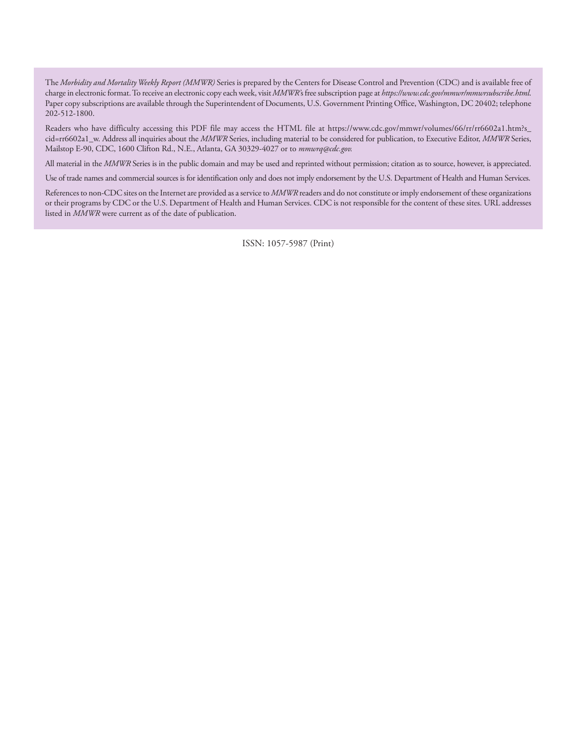The *Morbidity and Mortality Weekly Report (MMWR)* Series is prepared by the Centers for Disease Control and Prevention (CDC) and is available free of charge in electronic format. To receive an electronic copy each week, visit *MMWR*'s free subscription page at *https://www.cdc.gov/mmwr/mmwrsubscribe.html*. Paper copy subscriptions are available through the Superintendent of Documents, U.S. Government Printing Office, Washington, DC 20402; telephone 202-512-1800.

Readers who have difficulty accessing this PDF file may access the HTML file at https://www.cdc.gov/mmwr/volumes/66/rr/rr6602a1.htm?s_cid=rr6602a1_w. Address all inquiries about the *MMWR* Series, including material to be considered for publication, to Executive Editor, *MMWR* Series, Mailstop E-90, CDC, 1600 Clifton Rd., N.E., Atlanta, GA 30329-4027 or to *mmwrq@cdc.gov.*

All material in the *MMWR* Series is in the public domain and may be used and reprinted without permission; citation as to source, however, is appreciated.

Use of trade names and commercial sources is for identification only and does not imply endorsement by the U.S. Department of Health and Human Services.

References to non-CDC sites on the Internet are provided as a service to *MMWR* readers and do not constitute or imply endorsement of these organizations or their programs by CDC or the U.S. Department of Health and Human Services. CDC is not responsible for the content of these sites. URL addresses listed in *MMWR* were current as of the date of publication.

ISSN: 1057-5987 (Print)